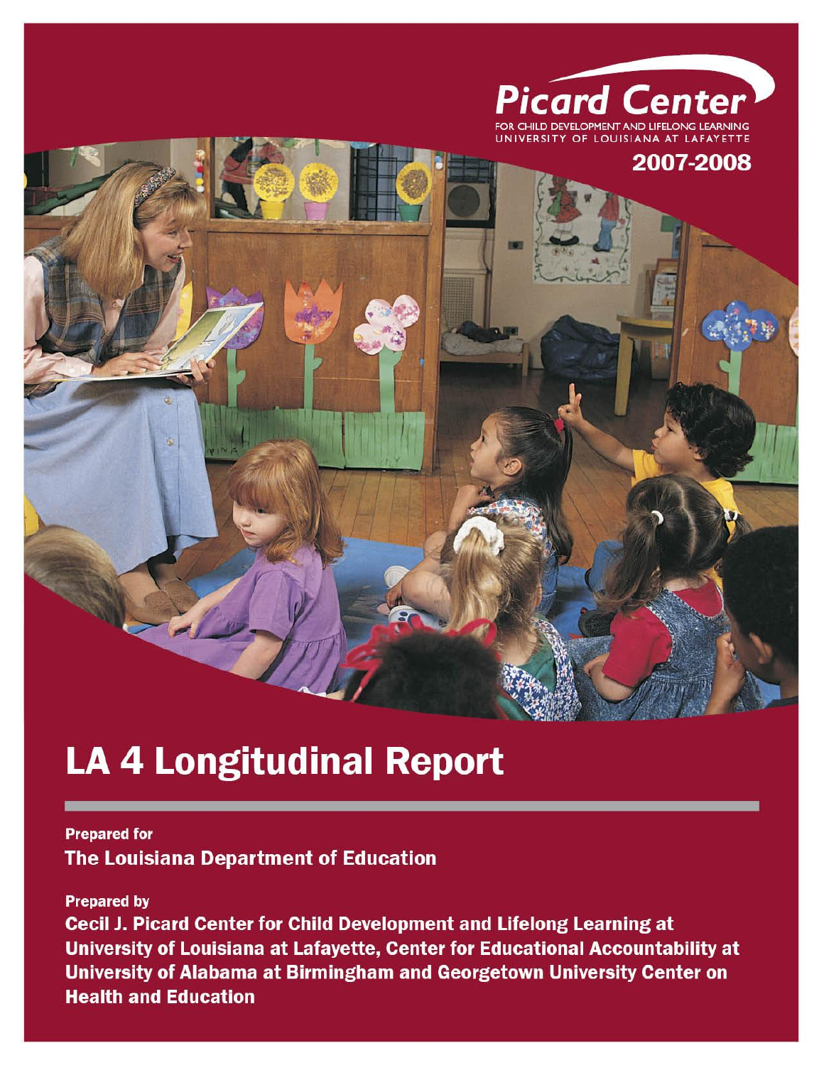**Picard Center**

FOR CHILD DEVELOPMENT AND LIFELONG LEARNING
UNIVERSITY OF LOUISIANA AT LAFAYETTE

2007-2008

# LA 4 Longitudinal Report

**Prepared for**

**The Louisiana Department of Education**

**Prepared by**

**Cecil J. Picard Center for Child Development and Lifelong Learning at University of Louisiana at Lafayette, Center for Educational Accountability at University of Alabama at Birmingham and Georgetown University Center on Health and Education**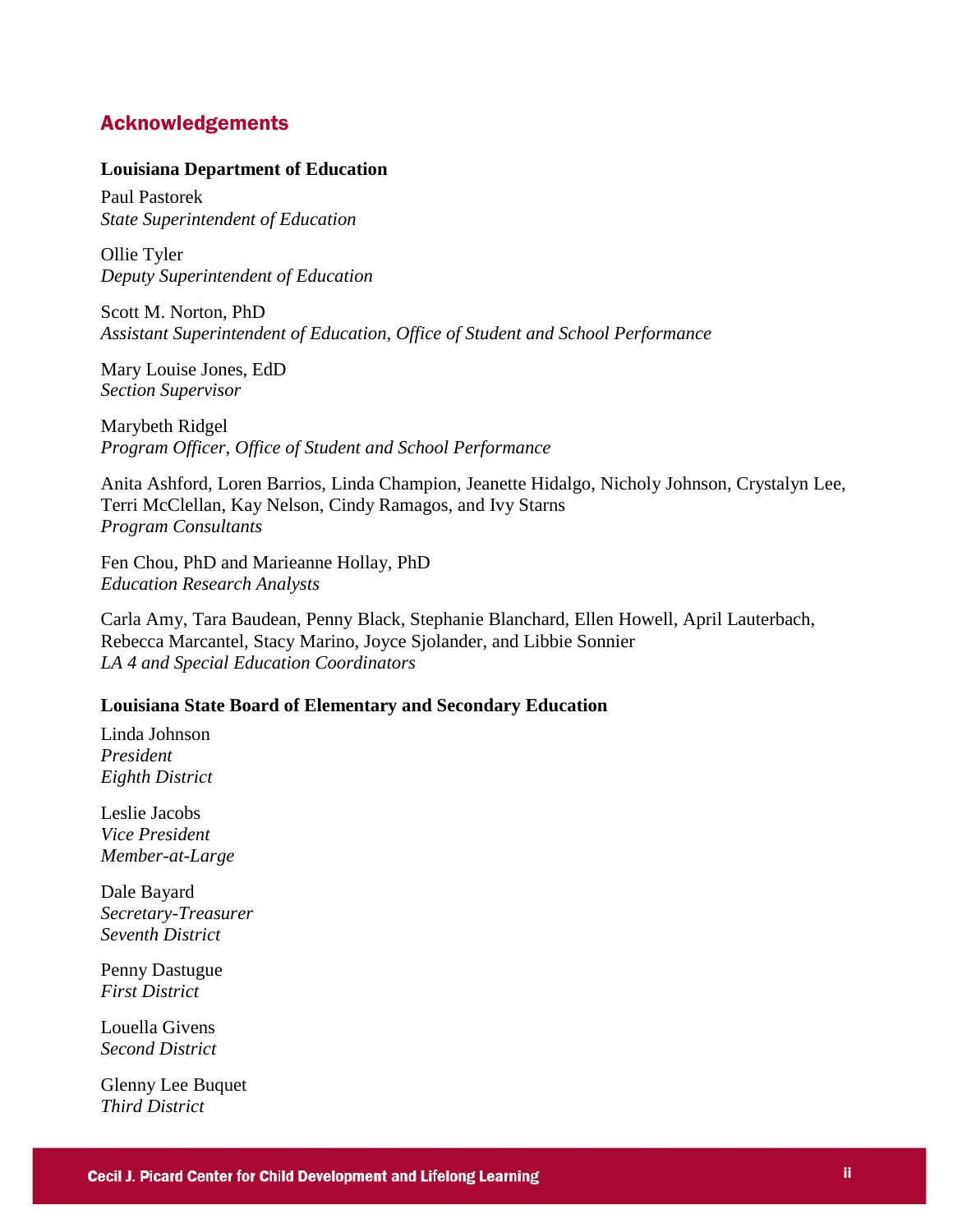## Acknowledgements

**Louisiana Department of Education**

Paul Pastorek
*State Superintendent of Education*

Ollie Tyler
*Deputy Superintendent of Education*

Scott M. Norton, PhD
*Assistant Superintendent of Education, Office of Student and School Performance*

Mary Louise Jones, EdD
*Section Supervisor*

Marybeth Ridgel
*Program Officer, Office of Student and School Performance*

Anita Ashford, Loren Barrios, Linda Champion, Jeanette Hidalgo, Nicholy Johnson, Crystalyn Lee, Terri McClellan, Kay Nelson, Cindy Ramagos, and Ivy Starns
*Program Consultants*

Fen Chou, PhD and Marieanne Hollay, PhD
*Education Research Analysts*

Carla Amy, Tara Baudean, Penny Black, Stephanie Blanchard, Ellen Howell, April Lauterbach, Rebecca Marcantel, Stacy Marino, Joyce Sjolander, and Libbie Sonnier
*LA 4 and Special Education Coordinators*

**Louisiana State Board of Elementary and Secondary Education**

Linda Johnson
*President*
*Eighth District*

Leslie Jacobs
*Vice President*
*Member-at-Large*

Dale Bayard
*Secretary-Treasurer*
*Seventh District*

Penny Dastugue
*First District*

Louella Givens
*Second District*

Glenny Lee Buquet
*Third District*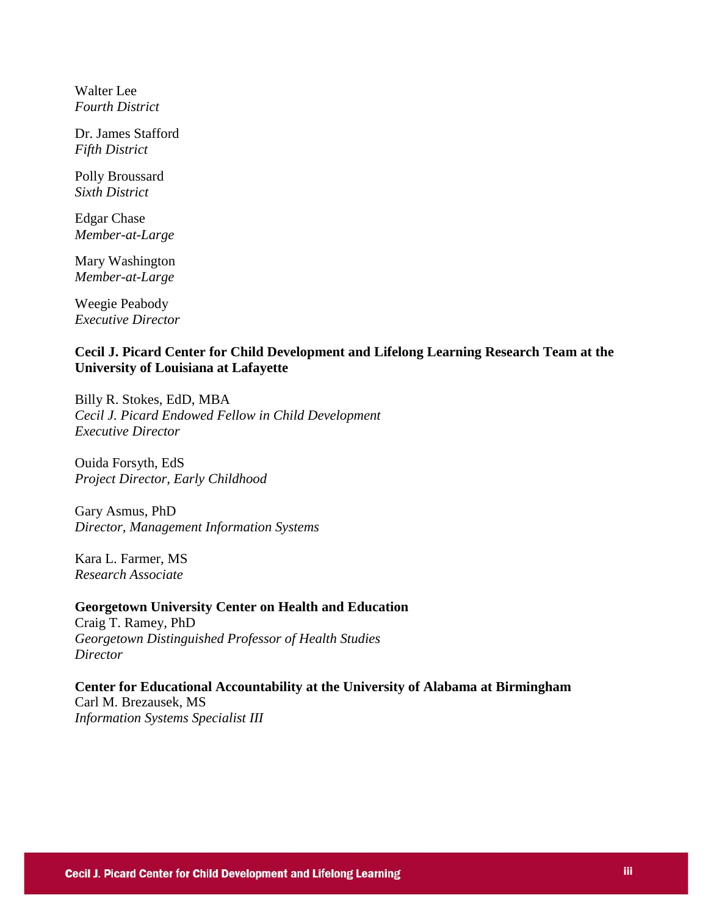Walter Lee
*Fourth District*

Dr. James Stafford
*Fifth District*

Polly Broussard
*Sixth District*

Edgar Chase
*Member-at-Large*

Mary Washington
*Member-at-Large*

Weegie Peabody
*Executive Director*

**Cecil J. Picard Center for Child Development and Lifelong Learning Research Team at the University of Louisiana at Lafayette**

Billy R. Stokes, EdD, MBA
*Cecil J. Picard Endowed Fellow in Child Development*
*Executive Director*

Ouida Forsyth, EdS
*Project Director, Early Childhood*

Gary Asmus, PhD
*Director, Management Information Systems*

Kara L. Farmer, MS
*Research Associate*

**Georgetown University Center on Health and Education**
Craig T. Ramey, PhD
*Georgetown Distinguished Professor of Health Studies*
*Director*

**Center for Educational Accountability at the University of Alabama at Birmingham**
Carl M. Brezausek, MS
*Information Systems Specialist III*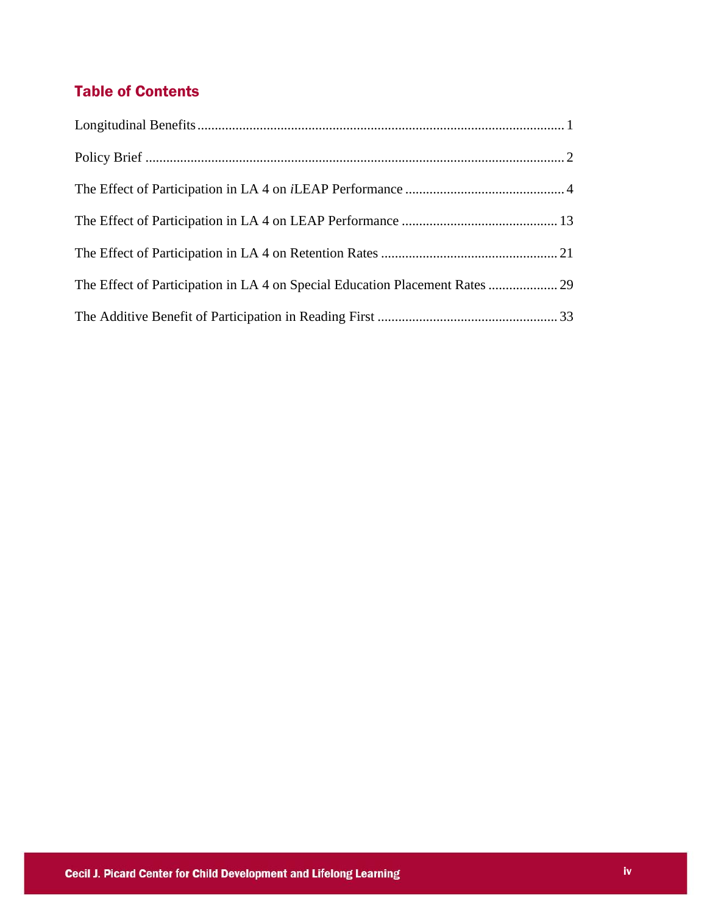## Table of Contents

Longitudinal Benefits ........................................................................................................ 1

Policy Brief ........................................................................................................................ 2

The Effect of Participation in LA 4 on *i*LEAP Performance .............................................. 4

The Effect of Participation in LA 4 on LEAP Performance ................................................ 13

The Effect of Participation in LA 4 on Retention Rates ..................................................... 21

The Effect of Participation in LA 4 on Special Education Placement Rates ...................... 29

The Additive Benefit of Participation in Reading First ...................................................... 33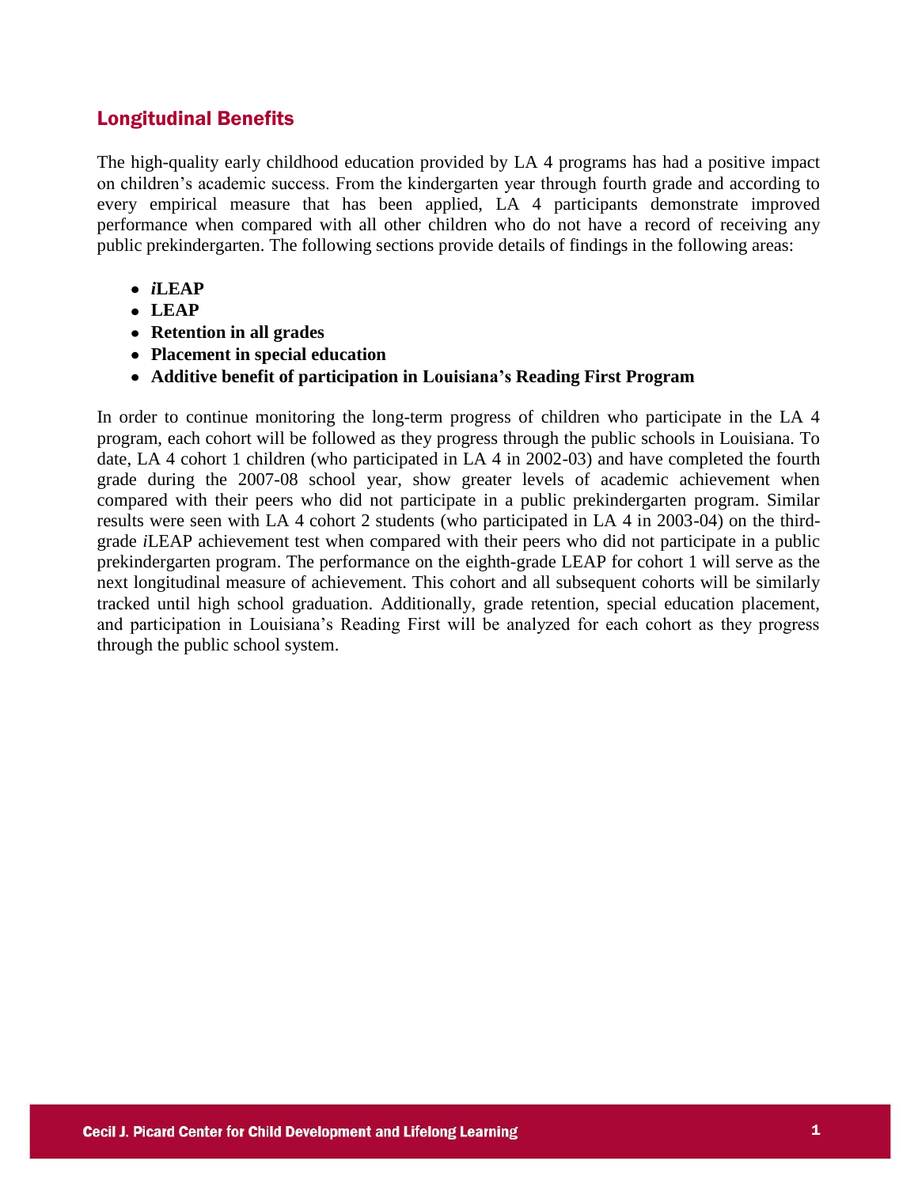## Longitudinal Benefits

The high-quality early childhood education provided by LA 4 programs has had a positive impact on children's academic success. From the kindergarten year through fourth grade and according to every empirical measure that has been applied, LA 4 participants demonstrate improved performance when compared with all other children who do not have a record of receiving any public prekindergarten. The following sections provide details of findings in the following areas:

- ***i*****LEAP**
- **LEAP**
- **Retention in all grades**
- **Placement in special education**
- **Additive benefit of participation in Louisiana's Reading First Program**

In order to continue monitoring the long-term progress of children who participate in the LA 4 program, each cohort will be followed as they progress through the public schools in Louisiana. To date, LA 4 cohort 1 children (who participated in LA 4 in 2002-03) and have completed the fourth grade during the 2007-08 school year, show greater levels of academic achievement when compared with their peers who did not participate in a public prekindergarten program. Similar results were seen with LA 4 cohort 2 students (who participated in LA 4 in 2003-04) on the third-grade *i*LEAP achievement test when compared with their peers who did not participate in a public prekindergarten program. The performance on the eighth-grade LEAP for cohort 1 will serve as the next longitudinal measure of achievement. This cohort and all subsequent cohorts will be similarly tracked until high school graduation. Additionally, grade retention, special education placement, and participation in Louisiana's Reading First will be analyzed for each cohort as they progress through the public school system.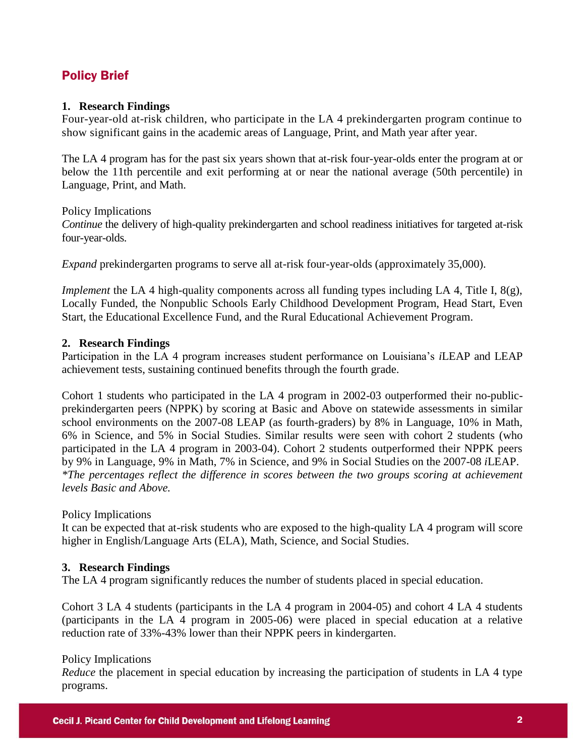## Policy Brief

**1. Research Findings**

Four-year-old at-risk children, who participate in the LA 4 prekindergarten program continue to show significant gains in the academic areas of Language, Print, and Math year after year.

The LA 4 program has for the past six years shown that at-risk four-year-olds enter the program at or below the 11th percentile and exit performing at or near the national average (50th percentile) in Language, Print, and Math.

Policy Implications

*Continue* the delivery of high-quality prekindergarten and school readiness initiatives for targeted at-risk four-year-olds.

*Expand* prekindergarten programs to serve all at-risk four-year-olds (approximately 35,000).

*Implement* the LA 4 high-quality components across all funding types including LA 4, Title I, 8(g), Locally Funded, the Nonpublic Schools Early Childhood Development Program, Head Start, Even Start, the Educational Excellence Fund, and the Rural Educational Achievement Program.

**2. Research Findings**

Participation in the LA 4 program increases student performance on Louisiana's *i*LEAP and LEAP achievement tests, sustaining continued benefits through the fourth grade.

Cohort 1 students who participated in the LA 4 program in 2002-03 outperformed their no-public-prekindergarten peers (NPPK) by scoring at Basic and Above on statewide assessments in similar school environments on the 2007-08 LEAP (as fourth-graders) by 8% in Language, 10% in Math, 6% in Science, and 5% in Social Studies. Similar results were seen with cohort 2 students (who participated in the LA 4 program in 2003-04). Cohort 2 students outperformed their NPPK peers by 9% in Language, 9% in Math, 7% in Science, and 9% in Social Studies on the 2007-08 *i*LEAP.
*\*The percentages reflect the difference in scores between the two groups scoring at achievement levels Basic and Above.*

Policy Implications

It can be expected that at-risk students who are exposed to the high-quality LA 4 program will score higher in English/Language Arts (ELA), Math, Science, and Social Studies.

**3. Research Findings**

The LA 4 program significantly reduces the number of students placed in special education.

Cohort 3 LA 4 students (participants in the LA 4 program in 2004-05) and cohort 4 LA 4 students (participants in the LA 4 program in 2005-06) were placed in special education at a relative reduction rate of 33%-43% lower than their NPPK peers in kindergarten.

Policy Implications

*Reduce* the placement in special education by increasing the participation of students in LA 4 type programs.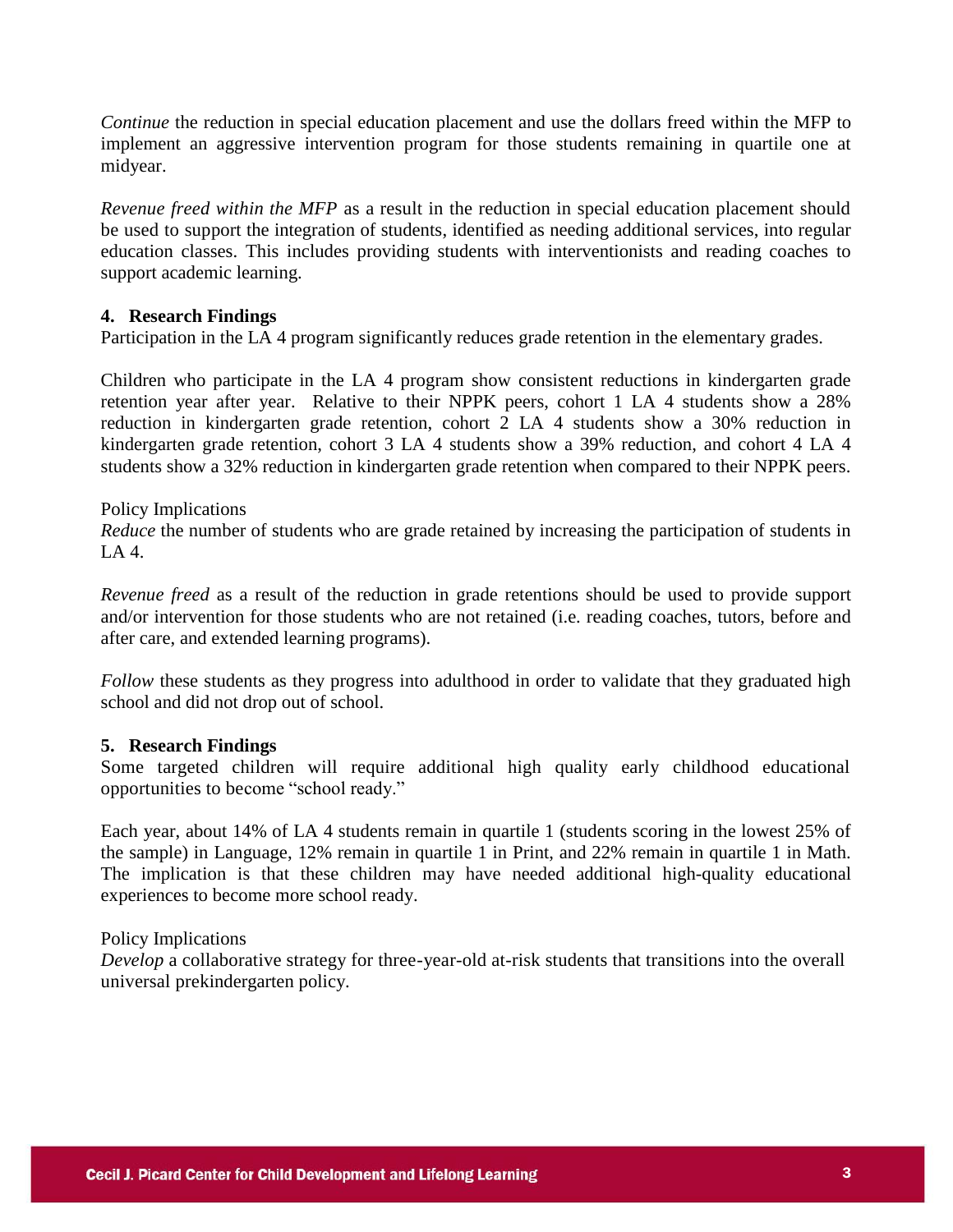*Continue* the reduction in special education placement and use the dollars freed within the MFP to implement an aggressive intervention program for those students remaining in quartile one at midyear.

*Revenue freed within the MFP* as a result in the reduction in special education placement should be used to support the integration of students, identified as needing additional services, into regular education classes. This includes providing students with interventionists and reading coaches to support academic learning.

**4. Research Findings**

Participation in the LA 4 program significantly reduces grade retention in the elementary grades.

Children who participate in the LA 4 program show consistent reductions in kindergarten grade retention year after year. Relative to their NPPK peers, cohort 1 LA 4 students show a 28% reduction in kindergarten grade retention, cohort 2 LA 4 students show a 30% reduction in kindergarten grade retention, cohort 3 LA 4 students show a 39% reduction, and cohort 4 LA 4 students show a 32% reduction in kindergarten grade retention when compared to their NPPK peers.

Policy Implications

*Reduce* the number of students who are grade retained by increasing the participation of students in LA 4.

*Revenue freed* as a result of the reduction in grade retentions should be used to provide support and/or intervention for those students who are not retained (i.e. reading coaches, tutors, before and after care, and extended learning programs).

*Follow* these students as they progress into adulthood in order to validate that they graduated high school and did not drop out of school.

**5. Research Findings**

Some targeted children will require additional high quality early childhood educational opportunities to become "school ready."

Each year, about 14% of LA 4 students remain in quartile 1 (students scoring in the lowest 25% of the sample) in Language, 12% remain in quartile 1 in Print, and 22% remain in quartile 1 in Math. The implication is that these children may have needed additional high-quality educational experiences to become more school ready.

Policy Implications

*Develop* a collaborative strategy for three-year-old at-risk students that transitions into the overall universal prekindergarten policy.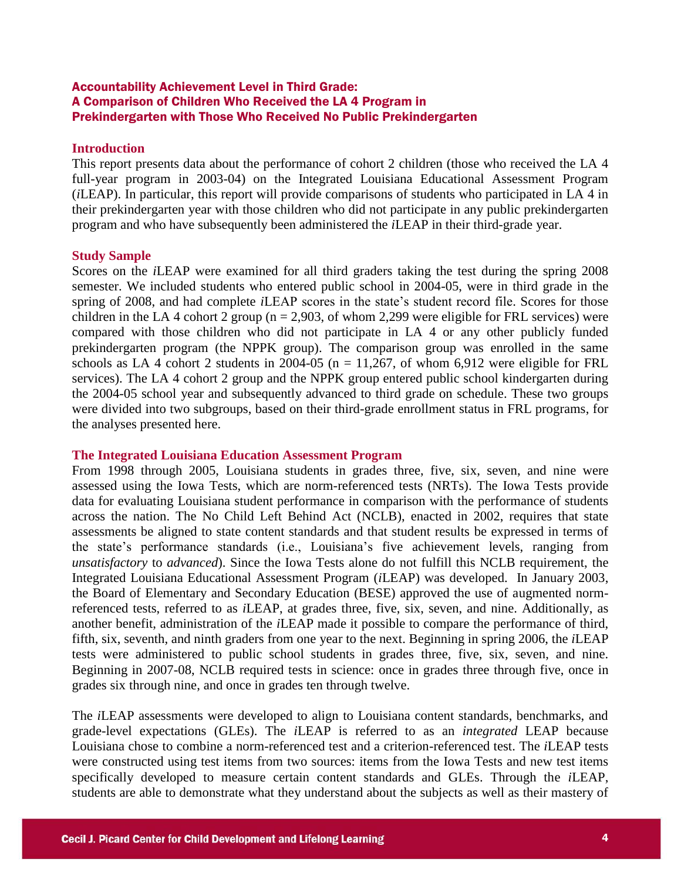## Accountability Achievement Level in Third Grade: A Comparison of Children Who Received the LA 4 Program in Prekindergarten with Those Who Received No Public Prekindergarten

### Introduction

This report presents data about the performance of cohort 2 children (those who received the LA 4 full-year program in 2003-04) on the Integrated Louisiana Educational Assessment Program (*i*LEAP). In particular, this report will provide comparisons of students who participated in LA 4 in their prekindergarten year with those children who did not participate in any public prekindergarten program and who have subsequently been administered the *i*LEAP in their third-grade year.

### Study Sample

Scores on the *i*LEAP were examined for all third graders taking the test during the spring 2008 semester. We included students who entered public school in 2004-05, were in third grade in the spring of 2008, and had complete *i*LEAP scores in the state's student record file. Scores for those children in the LA 4 cohort 2 group (n = 2,903, of whom 2,299 were eligible for FRL services) were compared with those children who did not participate in LA 4 or any other publicly funded prekindergarten program (the NPPK group). The comparison group was enrolled in the same schools as LA 4 cohort 2 students in 2004-05 (n = 11,267, of whom 6,912 were eligible for FRL services). The LA 4 cohort 2 group and the NPPK group entered public school kindergarten during the 2004-05 school year and subsequently advanced to third grade on schedule. These two groups were divided into two subgroups, based on their third-grade enrollment status in FRL programs, for the analyses presented here.

### The Integrated Louisiana Education Assessment Program

From 1998 through 2005, Louisiana students in grades three, five, six, seven, and nine were assessed using the Iowa Tests, which are norm-referenced tests (NRTs). The Iowa Tests provide data for evaluating Louisiana student performance in comparison with the performance of students across the nation. The No Child Left Behind Act (NCLB), enacted in 2002, requires that state assessments be aligned to state content standards and that student results be expressed in terms of the state's performance standards (i.e., Louisiana's five achievement levels, ranging from *unsatisfactory* to *advanced*). Since the Iowa Tests alone do not fulfill this NCLB requirement, the Integrated Louisiana Educational Assessment Program (*i*LEAP) was developed. In January 2003, the Board of Elementary and Secondary Education (BESE) approved the use of augmented norm-referenced tests, referred to as *i*LEAP, at grades three, five, six, seven, and nine. Additionally, as another benefit, administration of the *i*LEAP made it possible to compare the performance of third, fifth, six, seventh, and ninth graders from one year to the next. Beginning in spring 2006, the *i*LEAP tests were administered to public school students in grades three, five, six, seven, and nine. Beginning in 2007-08, NCLB required tests in science: once in grades three through five, once in grades six through nine, and once in grades ten through twelve.

The *i*LEAP assessments were developed to align to Louisiana content standards, benchmarks, and grade-level expectations (GLEs). The *i*LEAP is referred to as an *integrated* LEAP because Louisiana chose to combine a norm-referenced test and a criterion-referenced test. The *i*LEAP tests were constructed using test items from two sources: items from the Iowa Tests and new test items specifically developed to measure certain content standards and GLEs. Through the *i*LEAP, students are able to demonstrate what they understand about the subjects as well as their mastery of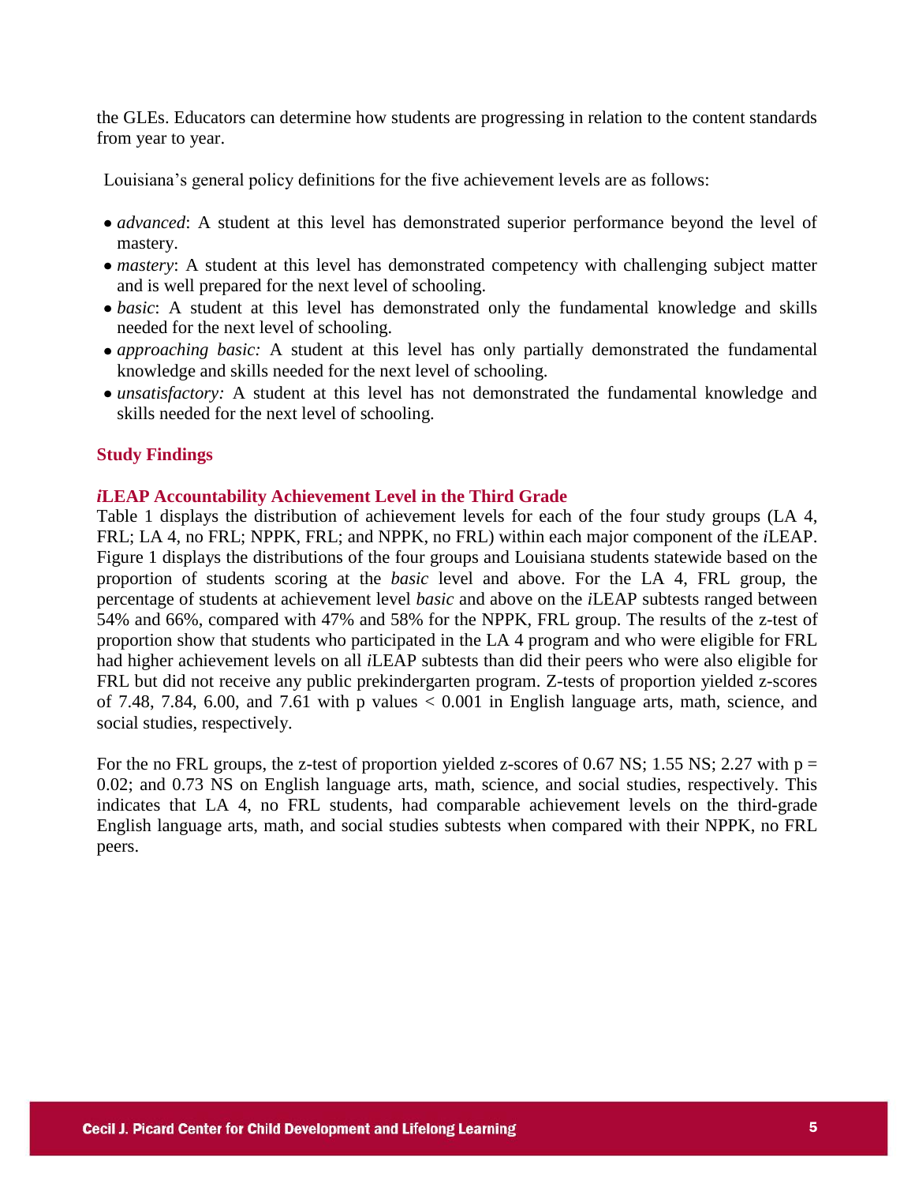the GLEs. Educators can determine how students are progressing in relation to the content standards from year to year.

Louisiana's general policy definitions for the five achievement levels are as follows:

- *advanced*: A student at this level has demonstrated superior performance beyond the level of mastery.
- *mastery*: A student at this level has demonstrated competency with challenging subject matter and is well prepared for the next level of schooling.
- *basic*: A student at this level has demonstrated only the fundamental knowledge and skills needed for the next level of schooling.
- *approaching basic:* A student at this level has only partially demonstrated the fundamental knowledge and skills needed for the next level of schooling.
- *unsatisfactory:* A student at this level has not demonstrated the fundamental knowledge and skills needed for the next level of schooling.

## Study Findings

### *i*LEAP Accountability Achievement Level in the Third Grade

Table 1 displays the distribution of achievement levels for each of the four study groups (LA 4, FRL; LA 4, no FRL; NPPK, FRL; and NPPK, no FRL) within each major component of the *i*LEAP. Figure 1 displays the distributions of the four groups and Louisiana students statewide based on the proportion of students scoring at the *basic* level and above. For the LA 4, FRL group, the percentage of students at achievement level *basic* and above on the *i*LEAP subtests ranged between 54% and 66%, compared with 47% and 58% for the NPPK, FRL group. The results of the z-test of proportion show that students who participated in the LA 4 program and who were eligible for FRL had higher achievement levels on all *i*LEAP subtests than did their peers who were also eligible for FRL but did not receive any public prekindergarten program. Z-tests of proportion yielded z-scores of 7.48, 7.84, 6.00, and 7.61 with p values $< 0.001$ in English language arts, math, science, and social studies, respectively.

For the no FRL groups, the z-test of proportion yielded z-scores of 0.67 NS; 1.55 NS; 2.27 with $p = 0.02$; and 0.73 NS on English language arts, math, science, and social studies, respectively. This indicates that LA 4, no FRL students, had comparable achievement levels on the third-grade English language arts, math, and social studies subtests when compared with their NPPK, no FRL peers.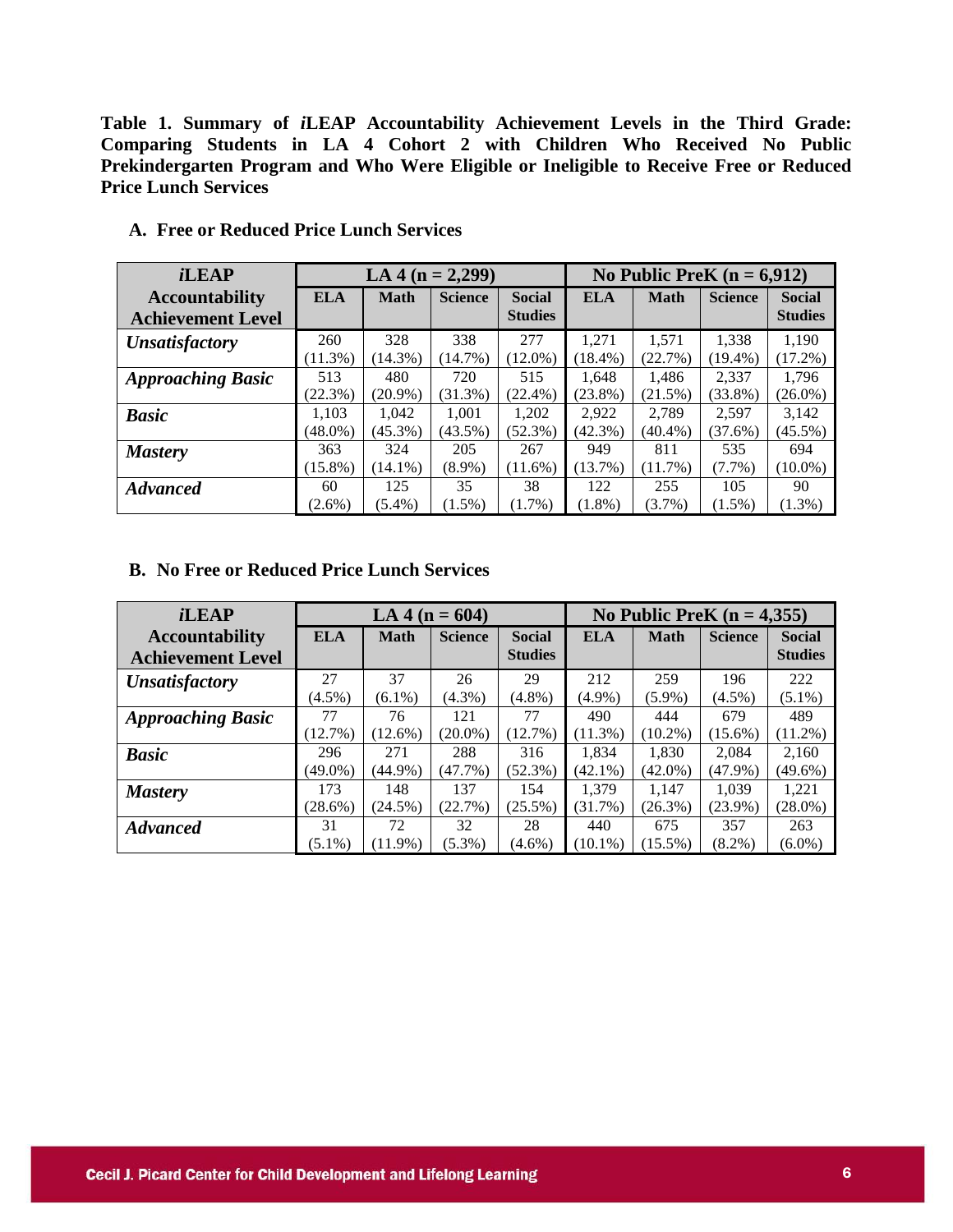**Table 1. Summary of *i*LEAP Accountability Achievement Levels in the Third Grade: Comparing Students in LA 4 Cohort 2 with Children Who Received No Public Prekindergarten Program and Who Were Eligible or Ineligible to Receive Free or Reduced Price Lunch Services**

**A. Free or Reduced Price Lunch Services**

| *i*LEAP Accountability Achievement Level | LA 4 (n = 2,299) | | | | No Public PreK (n = 6,912) | | | |
|---|---|---|---|---|---|---|---|---|
| | ELA | Math | Science | Social Studies | ELA | Math | Science | Social Studies |
| ***Unsatisfactory*** | 260 (11.3%) | 328 (14.3%) | 338 (14.7%) | 277 (12.0%) | 1,271 (18.4%) | 1,571 (22.7%) | 1,338 (19.4%) | 1,190 (17.2%) |
| ***Approaching Basic*** | 513 (22.3%) | 480 (20.9%) | 720 (31.3%) | 515 (22.4%) | 1,648 (23.8%) | 1,486 (21.5%) | 2,337 (33.8%) | 1,796 (26.0%) |
| ***Basic*** | 1,103 (48.0%) | 1,042 (45.3%) | 1,001 (43.5%) | 1,202 (52.3%) | 2,922 (42.3%) | 2,789 (40.4%) | 2,597 (37.6%) | 3,142 (45.5%) |
| ***Mastery*** | 363 (15.8%) | 324 (14.1%) | 205 (8.9%) | 267 (11.6%) | 949 (13.7%) | 811 (11.7%) | 535 (7.7%) | 694 (10.0%) |
| ***Advanced*** | 60 (2.6%) | 125 (5.4%) | 35 (1.5%) | 38 (1.7%) | 122 (1.8%) | 255 (3.7%) | 105 (1.5%) | 90 (1.3%) |

**B. No Free or Reduced Price Lunch Services**

| *i*LEAP Accountability Achievement Level | LA 4 (n = 604) | | | | No Public PreK (n = 4,355) | | | |
|---|---|---|---|---|---|---|---|---|
| | ELA | Math | Science | Social Studies | ELA | Math | Science | Social Studies |
| ***Unsatisfactory*** | 27 (4.5%) | 37 (6.1%) | 26 (4.3%) | 29 (4.8%) | 212 (4.9%) | 259 (5.9%) | 196 (4.5%) | 222 (5.1%) |
| ***Approaching Basic*** | 77 (12.7%) | 76 (12.6%) | 121 (20.0%) | 77 (12.7%) | 490 (11.3%) | 444 (10.2%) | 679 (15.6%) | 489 (11.2%) |
| ***Basic*** | 296 (49.0%) | 271 (44.9%) | 288 (47.7%) | 316 (52.3%) | 1,834 (42.1%) | 1,830 (42.0%) | 2,084 (47.9%) | 2,160 (49.6%) |
| ***Mastery*** | 173 (28.6%) | 148 (24.5%) | 137 (22.7%) | 154 (25.5%) | 1,379 (31.7%) | 1,147 (26.3%) | 1,039 (23.9%) | 1,221 (28.0%) |
| ***Advanced*** | 31 (5.1%) | 72 (11.9%) | 32 (5.3%) | 28 (4.6%) | 440 (10.1%) | 675 (15.5%) | 357 (8.2%) | 263 (6.0%) |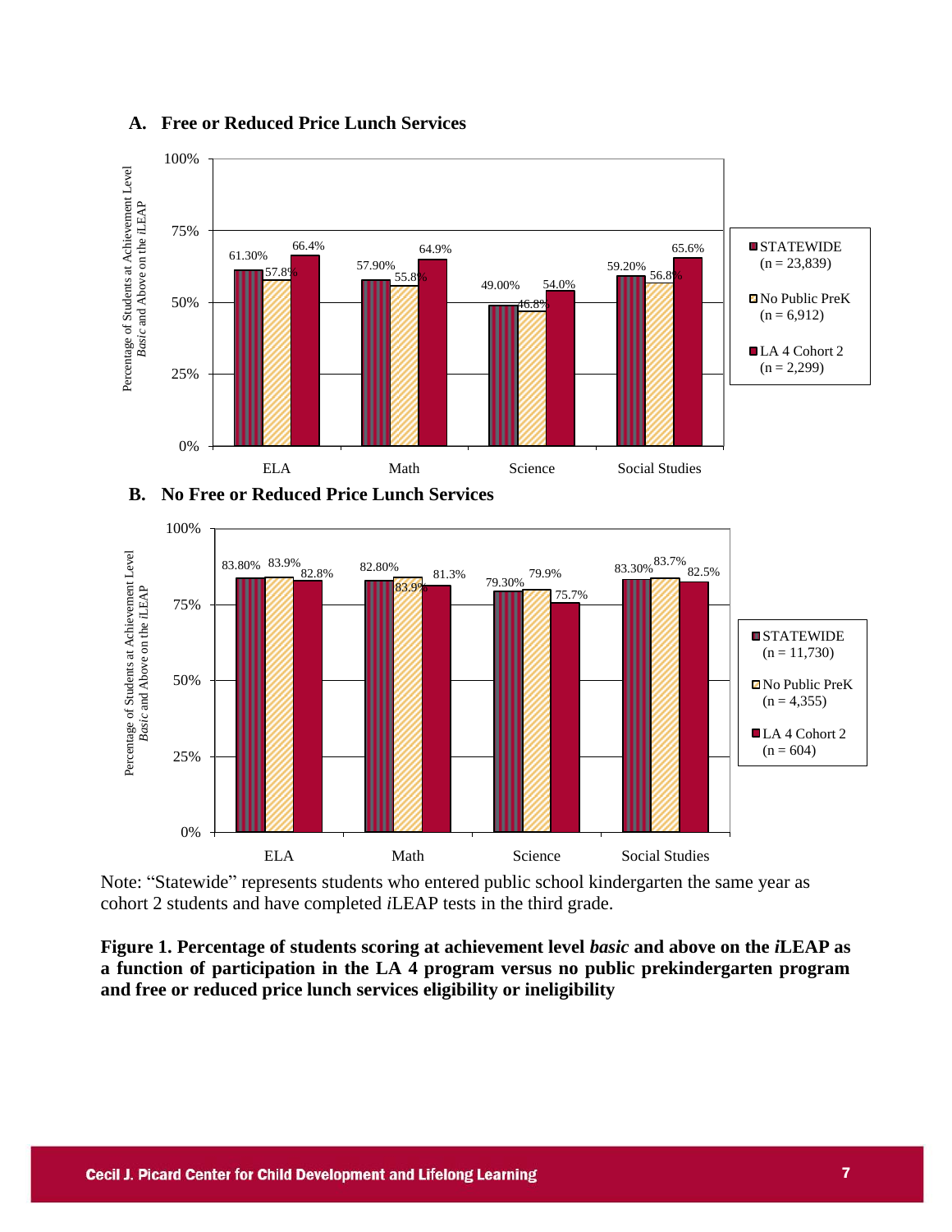**A. Free or Reduced Price Lunch Services**

| | ELA | Math | Science | Social Studies |
|---|---|---|---|---|
| STATEWIDE (n = 23,839) | 61.30% | 57.90% | 49.00% | 59.20% |
| No Public PreK (n = 6,912) | 57.8% | 55.8% | 46.8% | 56.8% |
| LA 4 Cohort 2 (n = 2,299) | 66.4% | 64.9% | 54.0% | 65.6% |

**B. No Free or Reduced Price Lunch Services**

| | ELA | Math | Science | Social Studies |
|---|---|---|---|---|
| STATEWIDE (n = 11,730) | 83.80% | 82.80% | 79.30% | 83.30% |
| No Public PreK (n = 4,355) | 83.9% | 83.9% | 79.9% | 83.7% |
| LA 4 Cohort 2 (n = 604) | 82.8% | 81.3% | 75.7% | 82.5% |

Y-axis: Percentage of Students at Achievement Level *Basic* and Above on the *i*LEAP

Note: "Statewide" represents students who entered public school kindergarten the same year as cohort 2 students and have completed *i*LEAP tests in the third grade.

**Figure 1. Percentage of students scoring at achievement level *basic* and above on the *i*LEAP as a function of participation in the LA 4 program versus no public prekindergarten program and free or reduced price lunch services eligibility or ineligibility**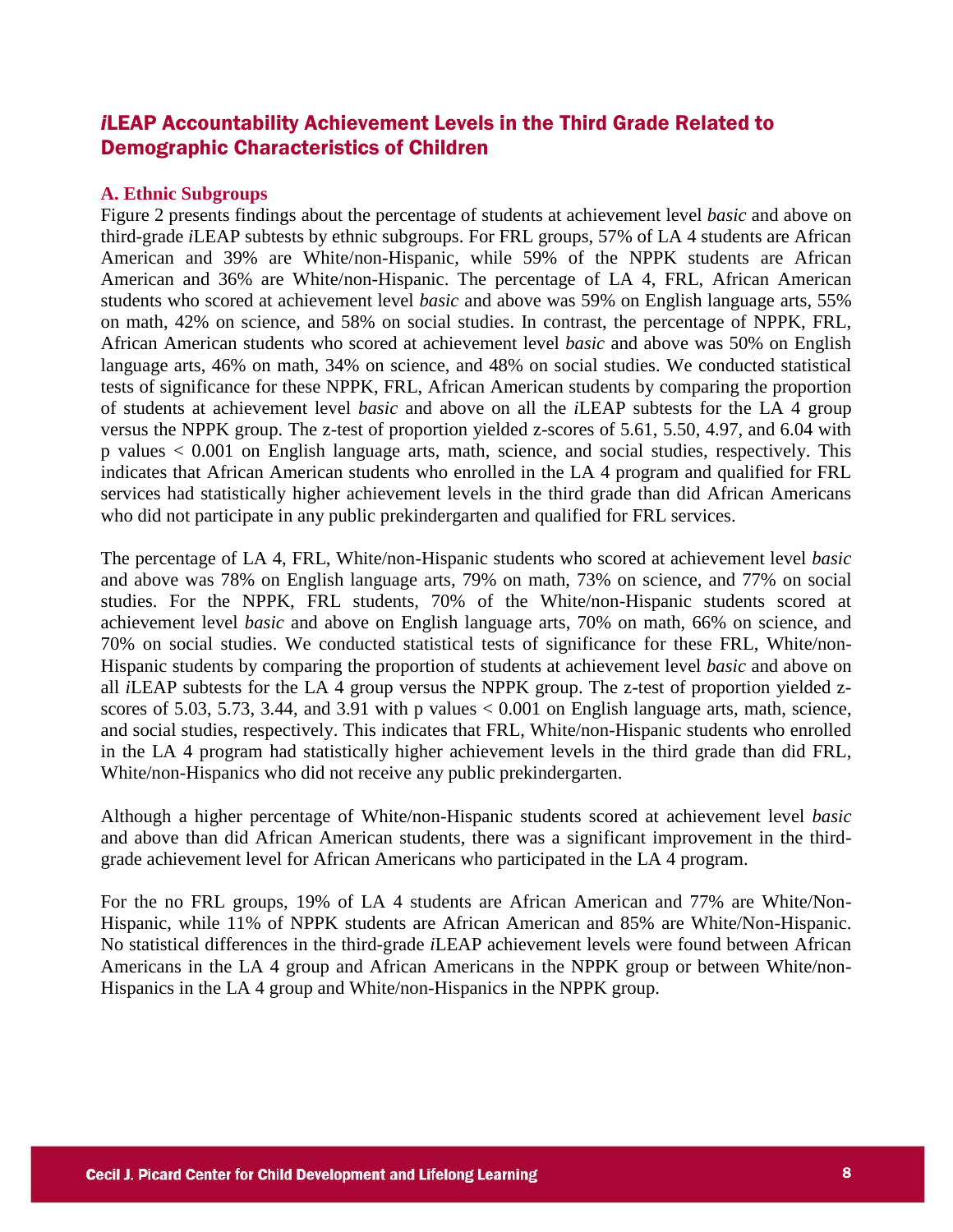## *i*LEAP Accountability Achievement Levels in the Third Grade Related to Demographic Characteristics of Children

### A. Ethnic Subgroups

Figure 2 presents findings about the percentage of students at achievement level *basic* and above on third-grade *i*LEAP subtests by ethnic subgroups. For FRL groups, 57% of LA 4 students are African American and 39% are White/non-Hispanic, while 59% of the NPPK students are African American and 36% are White/non-Hispanic. The percentage of LA 4, FRL, African American students who scored at achievement level *basic* and above was 59% on English language arts, 55% on math, 42% on science, and 58% on social studies. In contrast, the percentage of NPPK, FRL, African American students who scored at achievement level *basic* and above was 50% on English language arts, 46% on math, 34% on science, and 48% on social studies. We conducted statistical tests of significance for these NPPK, FRL, African American students by comparing the proportion of students at achievement level *basic* and above on all the *i*LEAP subtests for the LA 4 group versus the NPPK group. The z-test of proportion yielded z-scores of 5.61, 5.50, 4.97, and 6.04 with p values $< 0.001$ on English language arts, math, science, and social studies, respectively. This indicates that African American students who enrolled in the LA 4 program and qualified for FRL services had statistically higher achievement levels in the third grade than did African Americans who did not participate in any public prekindergarten and qualified for FRL services.

The percentage of LA 4, FRL, White/non-Hispanic students who scored at achievement level *basic* and above was 78% on English language arts, 79% on math, 73% on science, and 77% on social studies. For the NPPK, FRL students, 70% of the White/non-Hispanic students scored at achievement level *basic* and above on English language arts, 70% on math, 66% on science, and 70% on social studies. We conducted statistical tests of significance for these FRL, White/non-Hispanic students by comparing the proportion of students at achievement level *basic* and above on all *i*LEAP subtests for the LA 4 group versus the NPPK group. The z-test of proportion yielded z-scores of 5.03, 5.73, 3.44, and 3.91 with p values $< 0.001$ on English language arts, math, science, and social studies, respectively. This indicates that FRL, White/non-Hispanic students who enrolled in the LA 4 program had statistically higher achievement levels in the third grade than did FRL, White/non-Hispanics who did not receive any public prekindergarten.

Although a higher percentage of White/non-Hispanic students scored at achievement level *basic* and above than did African American students, there was a significant improvement in the third-grade achievement level for African Americans who participated in the LA 4 program.

For the no FRL groups, 19% of LA 4 students are African American and 77% are White/Non-Hispanic, while 11% of NPPK students are African American and 85% are White/Non-Hispanic. No statistical differences in the third-grade *i*LEAP achievement levels were found between African Americans in the LA 4 group and African Americans in the NPPK group or between White/non-Hispanics in the LA 4 group and White/non-Hispanics in the NPPK group.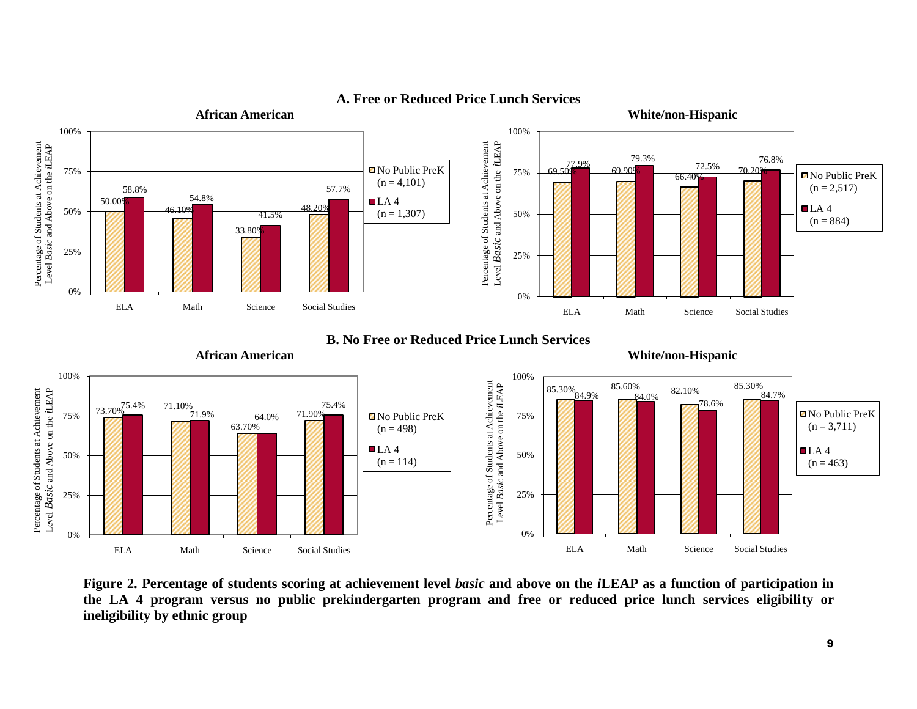## A. Free or Reduced Price Lunch Services

### African American

| | ELA | Math | Science | Social Studies |
|---|---|---|---|---|
| No Public PreK (n = 4,101) | 50.00% | 46.10% | 33.80% | 48.20% |
| LA 4 (n = 1,307) | 58.8% | 54.8% | 41.5% | 57.7% |

### White/non-Hispanic

| | ELA | Math | Science | Social Studies |
|---|---|---|---|---|
| No Public PreK (n = 2,517) | 69.50% | 69.90% | 66.40% | 70.20% |
| LA 4 (n = 884) | 77.9% | 79.3% | 72.5% | 76.8% |

## B. No Free or Reduced Price Lunch Services

### African American

| | ELA | Math | Science | Social Studies |
|---|---|---|---|---|
| No Public PreK (n = 498) | 73.70% | 71.10% | 63.70% | 71.90% |
| LA 4 (n = 114) | 75.4% | 71.9% | 64.0% | 75.4% |

### White/non-Hispanic

| | ELA | Math | Science | Social Studies |
|---|---|---|---|---|
| No Public PreK (n = 3,711) | 85.30% | 85.60% | 82.10% | 85.30% |
| LA 4 (n = 463) | 84.9% | 84.0% | 78.6% | 84.7% |

Y-axis: Percentage of Students at Achievement Level *Basic* and Above on the *i*LEAP

**Figure 2. Percentage of students scoring at achievement level *basic* and above on the *i*LEAP as a function of participation in the LA 4 program versus no public prekindergarten program and free or reduced price lunch services eligibility or ineligibility by ethnic group**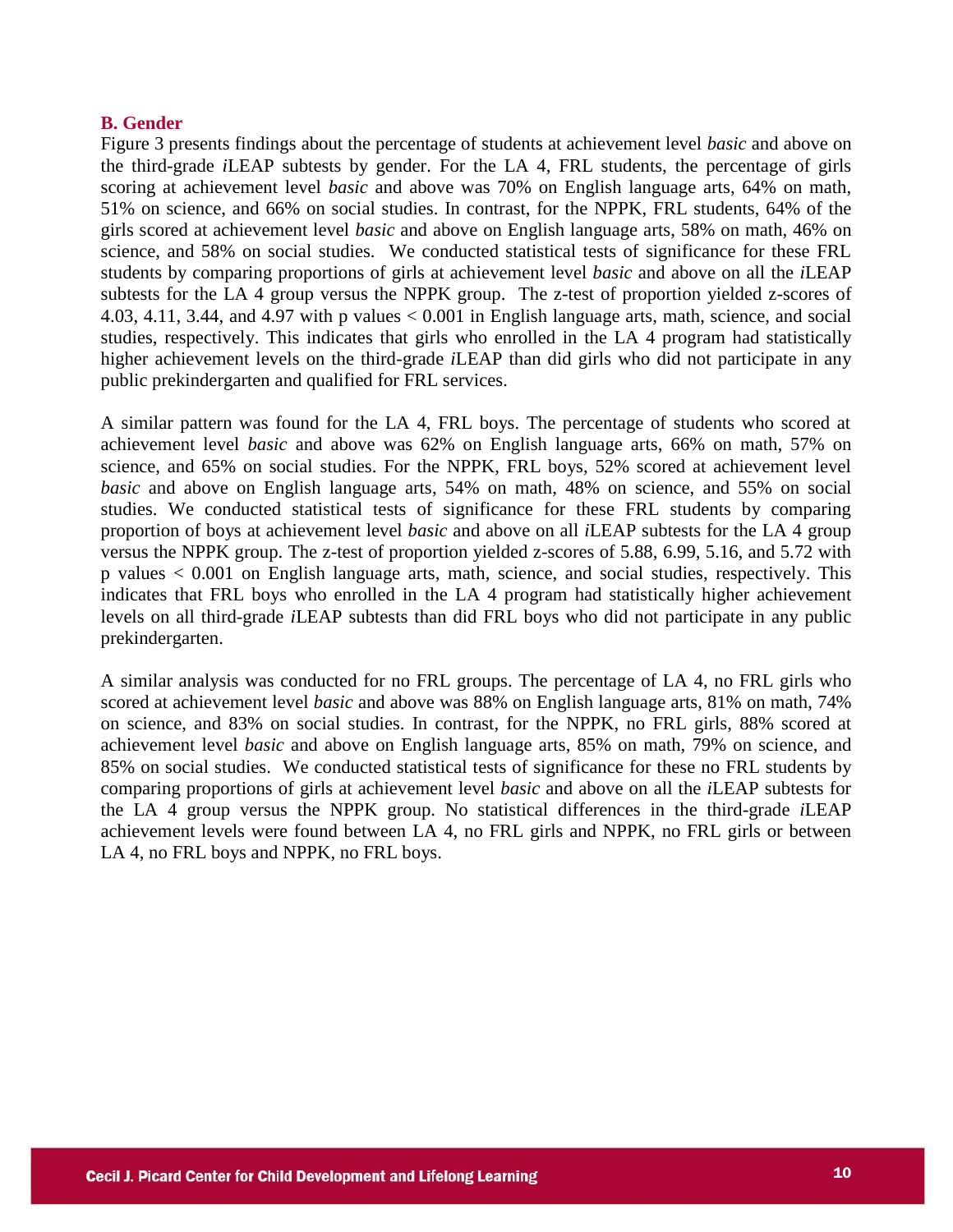## B. Gender

Figure 3 presents findings about the percentage of students at achievement level *basic* and above on the third-grade *i*LEAP subtests by gender. For the LA 4, FRL students, the percentage of girls scoring at achievement level *basic* and above was 70% on English language arts, 64% on math, 51% on science, and 66% on social studies. In contrast, for the NPPK, FRL students, 64% of the girls scored at achievement level *basic* and above on English language arts, 58% on math, 46% on science, and 58% on social studies. We conducted statistical tests of significance for these FRL students by comparing proportions of girls at achievement level *basic* and above on all the *i*LEAP subtests for the LA 4 group versus the NPPK group. The z-test of proportion yielded z-scores of 4.03, 4.11, 3.44, and 4.97 with p values $< 0.001$ in English language arts, math, science, and social studies, respectively. This indicates that girls who enrolled in the LA 4 program had statistically higher achievement levels on the third-grade *i*LEAP than did girls who did not participate in any public prekindergarten and qualified for FRL services.

A similar pattern was found for the LA 4, FRL boys. The percentage of students who scored at achievement level *basic* and above was 62% on English language arts, 66% on math, 57% on science, and 65% on social studies. For the NPPK, FRL boys, 52% scored at achievement level *basic* and above on English language arts, 54% on math, 48% on science, and 55% on social studies. We conducted statistical tests of significance for these FRL students by comparing proportion of boys at achievement level *basic* and above on all *i*LEAP subtests for the LA 4 group versus the NPPK group. The z-test of proportion yielded z-scores of 5.88, 6.99, 5.16, and 5.72 with p values $< 0.001$ on English language arts, math, science, and social studies, respectively. This indicates that FRL boys who enrolled in the LA 4 program had statistically higher achievement levels on all third-grade *i*LEAP subtests than did FRL boys who did not participate in any public prekindergarten.

A similar analysis was conducted for no FRL groups. The percentage of LA 4, no FRL girls who scored at achievement level *basic* and above was 88% on English language arts, 81% on math, 74% on science, and 83% on social studies. In contrast, for the NPPK, no FRL girls, 88% scored at achievement level *basic* and above on English language arts, 85% on math, 79% on science, and 85% on social studies. We conducted statistical tests of significance for these no FRL students by comparing proportions of girls at achievement level *basic* and above on all the *i*LEAP subtests for the LA 4 group versus the NPPK group. No statistical differences in the third-grade *i*LEAP achievement levels were found between LA 4, no FRL girls and NPPK, no FRL girls or between LA 4, no FRL boys and NPPK, no FRL boys.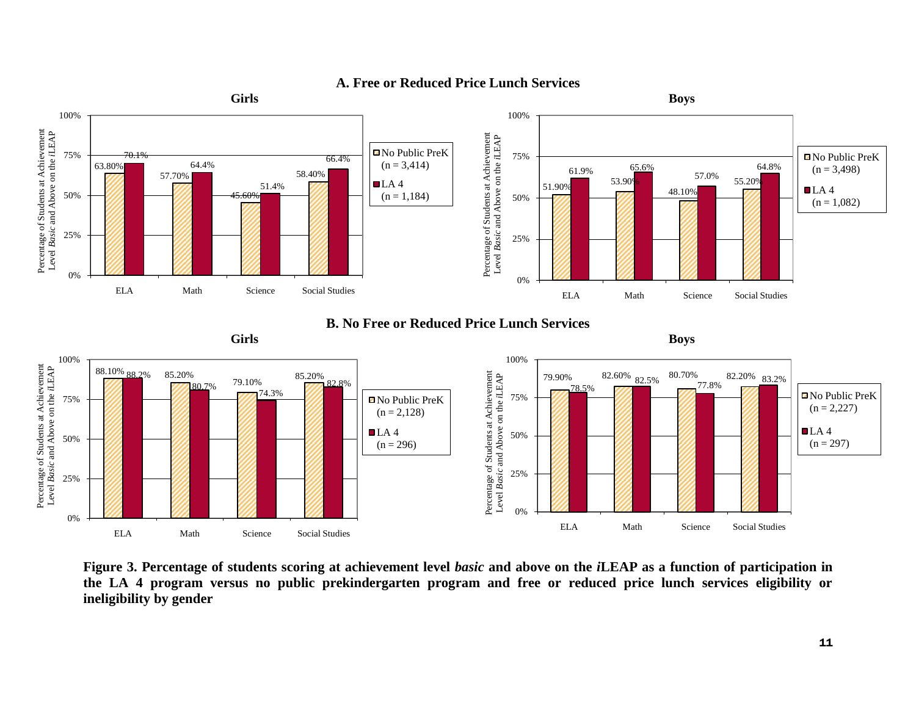## A. Free or Reduced Price Lunch Services

**Girls**

| | ELA | Math | Science | Social Studies |
|---|---|---|---|---|
| No Public PreK (n = 3,414) | 63.80% | 57.70% | 45.60% | 58.40% |
| LA 4 (n = 1,184) | 70.1% | 64.4% | 51.4% | 66.4% |

**Boys**

| | ELA | Math | Science | Social Studies |
|---|---|---|---|---|
| No Public PreK (n = 3,498) | 51.90% | 53.90% | 48.10% | 55.20% |
| LA 4 (n = 1,082) | 61.9% | 65.6% | 57.0% | 64.8% |

## B. No Free or Reduced Price Lunch Services

**Girls**

| | ELA | Math | Science | Social Studies |
|---|---|---|---|---|
| No Public PreK (n = 2,128) | 88.10% | 85.20% | 79.10% | 85.20% |
| LA 4 (n = 296) | 88.2% | 80.7% | 74.3% | 82.8% |

**Boys**

| | ELA | Math | Science | Social Studies |
|---|---|---|---|---|
| No Public PreK (n = 2,227) | 79.90% | 82.60% | 80.70% | 82.20% |
| LA 4 (n = 297) | 78.5% | 82.5% | 77.8% | 83.2% |

Y-axis: Percentage of Students at Achievement Level *Basic* and Above on the *i*LEAP

**Figure 3. Percentage of students scoring at achievement level *basic* and above on the *i*LEAP as a function of participation in the LA 4 program versus no public prekindergarten program and free or reduced price lunch services eligibility or ineligibility by gender**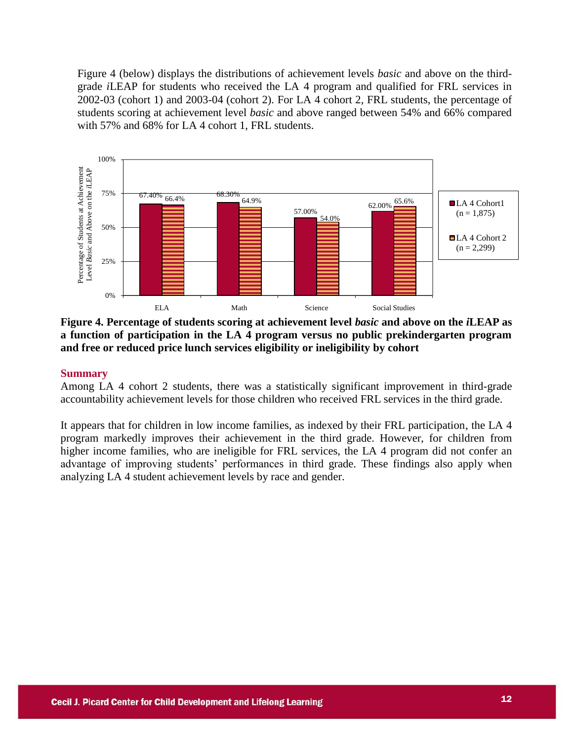Figure 4 (below) displays the distributions of achievement levels *basic* and above on the third-grade *i*LEAP for students who received the LA 4 program and qualified for FRL services in 2002-03 (cohort 1) and 2003-04 (cohort 2). For LA 4 cohort 2, FRL students, the percentage of students scoring at achievement level *basic* and above ranged between 54% and 66% compared with 57% and 68% for LA 4 cohort 1, FRL students.

| | ELA | Math | Science | Social Studies |
|---|---|---|---|---|
| LA 4 Cohort1 (n = 1,875) | 67.40% | 68.30% | 57.00% | 62.00% |
| LA 4 Cohort 2 (n = 2,299) | 66.4% | 64.9% | 54.0% | 65.6% |

**Figure 4. Percentage of students scoring at achievement level *basic* and above on the *i*LEAP as a function of participation in the LA 4 program versus no public prekindergarten program and free or reduced price lunch services eligibility or ineligibility by cohort**

## Summary

Among LA 4 cohort 2 students, there was a statistically significant improvement in third-grade accountability achievement levels for those children who received FRL services in the third grade.

It appears that for children in low income families, as indexed by their FRL participation, the LA 4 program markedly improves their achievement in the third grade. However, for children from higher income families, who are ineligible for FRL services, the LA 4 program did not confer an advantage of improving students' performances in third grade. These findings also apply when analyzing LA 4 student achievement levels by race and gender.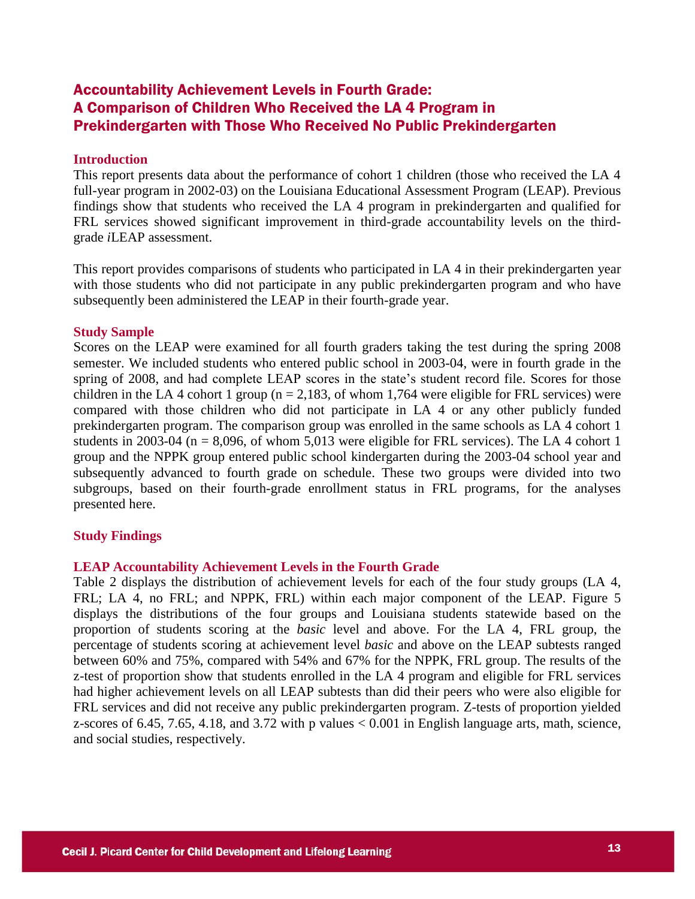## Accountability Achievement Levels in Fourth Grade: A Comparison of Children Who Received the LA 4 Program in Prekindergarten with Those Who Received No Public Prekindergarten

### Introduction

This report presents data about the performance of cohort 1 children (those who received the LA 4 full-year program in 2002-03) on the Louisiana Educational Assessment Program (LEAP). Previous findings show that students who received the LA 4 program in prekindergarten and qualified for FRL services showed significant improvement in third-grade accountability levels on the third-grade *i*LEAP assessment.

This report provides comparisons of students who participated in LA 4 in their prekindergarten year with those students who did not participate in any public prekindergarten program and who have subsequently been administered the LEAP in their fourth-grade year.

### Study Sample

Scores on the LEAP were examined for all fourth graders taking the test during the spring 2008 semester. We included students who entered public school in 2003-04, were in fourth grade in the spring of 2008, and had complete LEAP scores in the state's student record file. Scores for those children in the LA 4 cohort 1 group (n = 2,183, of whom 1,764 were eligible for FRL services) were compared with those children who did not participate in LA 4 or any other publicly funded prekindergarten program. The comparison group was enrolled in the same schools as LA 4 cohort 1 students in 2003-04 (n = 8,096, of whom 5,013 were eligible for FRL services). The LA 4 cohort 1 group and the NPPK group entered public school kindergarten during the 2003-04 school year and subsequently advanced to fourth grade on schedule. These two groups were divided into two subgroups, based on their fourth-grade enrollment status in FRL programs, for the analyses presented here.

### Study Findings

#### LEAP Accountability Achievement Levels in the Fourth Grade

Table 2 displays the distribution of achievement levels for each of the four study groups (LA 4, FRL; LA 4, no FRL; and NPPK, FRL) within each major component of the LEAP. Figure 5 displays the distributions of the four groups and Louisiana students statewide based on the proportion of students scoring at the *basic* level and above. For the LA 4, FRL group, the percentage of students scoring at achievement level *basic* and above on the LEAP subtests ranged between 60% and 75%, compared with 54% and 67% for the NPPK, FRL group. The results of the z-test of proportion show that students enrolled in the LA 4 program and eligible for FRL services had higher achievement levels on all LEAP subtests than did their peers who were also eligible for FRL services and did not receive any public prekindergarten program. Z-tests of proportion yielded z-scores of 6.45, 7.65, 4.18, and 3.72 with p values < 0.001 in English language arts, math, science, and social studies, respectively.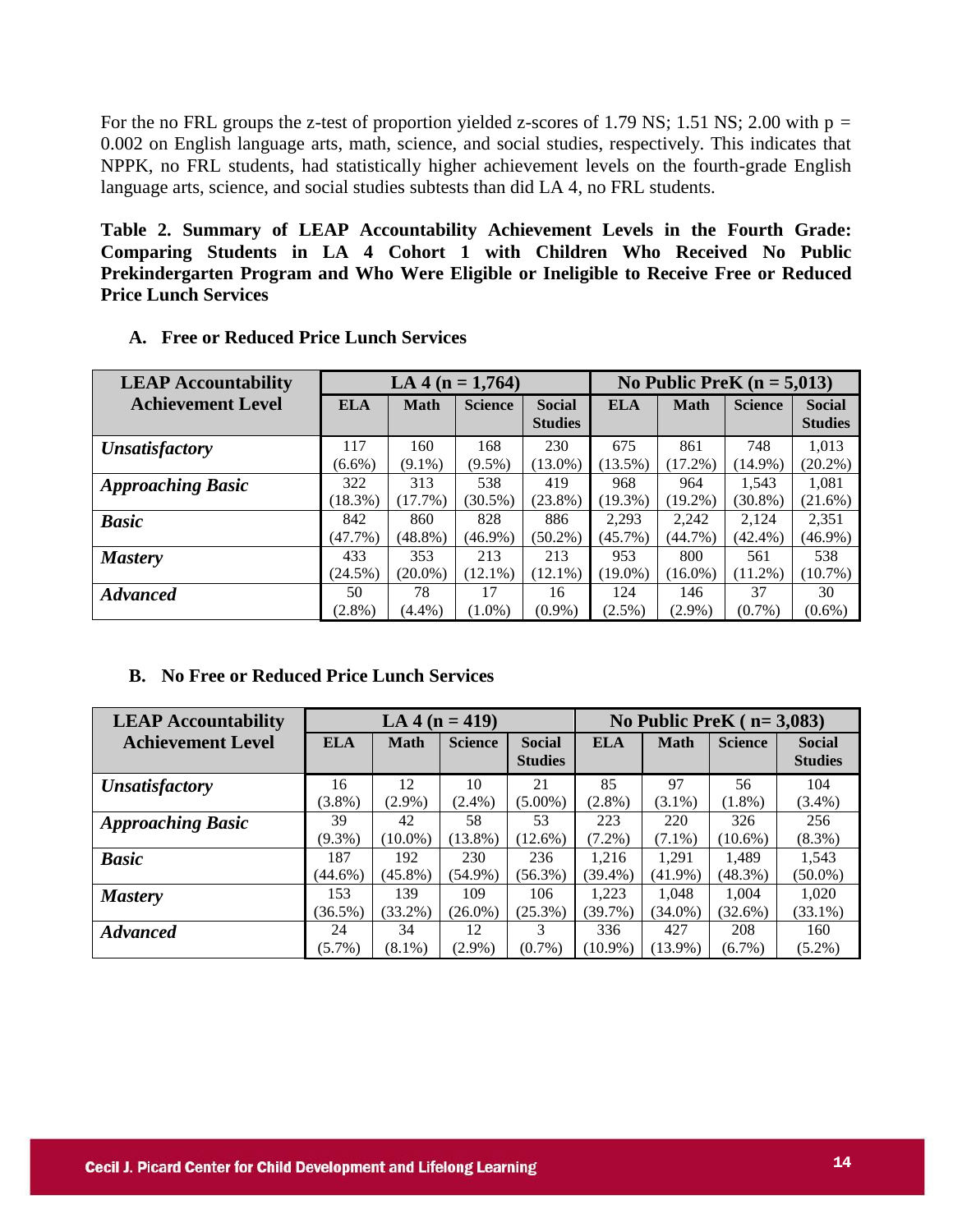For the no FRL groups the z-test of proportion yielded z-scores of 1.79 NS; 1.51 NS; 2.00 with p = 0.002 on English language arts, math, science, and social studies, respectively. This indicates that NPPK, no FRL students, had statistically higher achievement levels on the fourth-grade English language arts, science, and social studies subtests than did LA 4, no FRL students.

**Table 2. Summary of LEAP Accountability Achievement Levels in the Fourth Grade: Comparing Students in LA 4 Cohort 1 with Children Who Received No Public Prekindergarten Program and Who Were Eligible or Ineligible to Receive Free or Reduced Price Lunch Services**

**A. Free or Reduced Price Lunch Services**

| LEAP Accountability Achievement Level | LA 4 (n = 1,764) | | | | No Public PreK (n = 5,013) | | | |
|---|---|---|---|---|---|---|---|---|
| | ELA | Math | Science | Social Studies | ELA | Math | Science | Social Studies |
| *Unsatisfactory* | 117 (6.6%) | 160 (9.1%) | 168 (9.5%) | 230 (13.0%) | 675 (13.5%) | 861 (17.2%) | 748 (14.9%) | 1,013 (20.2%) |
| *Approaching Basic* | 322 (18.3%) | 313 (17.7%) | 538 (30.5%) | 419 (23.8%) | 968 (19.3%) | 964 (19.2%) | 1,543 (30.8%) | 1,081 (21.6%) |
| *Basic* | 842 (47.7%) | 860 (48.8%) | 828 (46.9%) | 886 (50.2%) | 2,293 (45.7%) | 2,242 (44.7%) | 2,124 (42.4%) | 2,351 (46.9%) |
| *Mastery* | 433 (24.5%) | 353 (20.0%) | 213 (12.1%) | 213 (12.1%) | 953 (19.0%) | 800 (16.0%) | 561 (11.2%) | 538 (10.7%) |
| *Advanced* | 50 (2.8%) | 78 (4.4%) | 17 (1.0%) | 16 (0.9%) | 124 (2.5%) | 146 (2.9%) | 37 (0.7%) | 30 (0.6%) |

**B. No Free or Reduced Price Lunch Services**

| LEAP Accountability Achievement Level | LA 4 (n = 419) | | | | No Public PreK ( n= 3,083) | | | |
|---|---|---|---|---|---|---|---|---|
| | ELA | Math | Science | Social Studies | ELA | Math | Science | Social Studies |
| *Unsatisfactory* | 16 (3.8%) | 12 (2.9%) | 10 (2.4%) | 21 (5.00%) | 85 (2.8%) | 97 (3.1%) | 56 (1.8%) | 104 (3.4%) |
| *Approaching Basic* | 39 (9.3%) | 42 (10.0%) | 58 (13.8%) | 53 (12.6%) | 223 (7.2%) | 220 (7.1%) | 326 (10.6%) | 256 (8.3%) |
| *Basic* | 187 (44.6%) | 192 (45.8%) | 230 (54.9%) | 236 (56.3%) | 1,216 (39.4%) | 1,291 (41.9%) | 1,489 (48.3%) | 1,543 (50.0%) |
| *Mastery* | 153 (36.5%) | 139 (33.2%) | 109 (26.0%) | 106 (25.3%) | 1,223 (39.7%) | 1,048 (34.0%) | 1,004 (32.6%) | 1,020 (33.1%) |
| *Advanced* | 24 (5.7%) | 34 (8.1%) | 12 (2.9%) | 3 (0.7%) | 336 (10.9%) | 427 (13.9%) | 208 (6.7%) | 160 (5.2%) |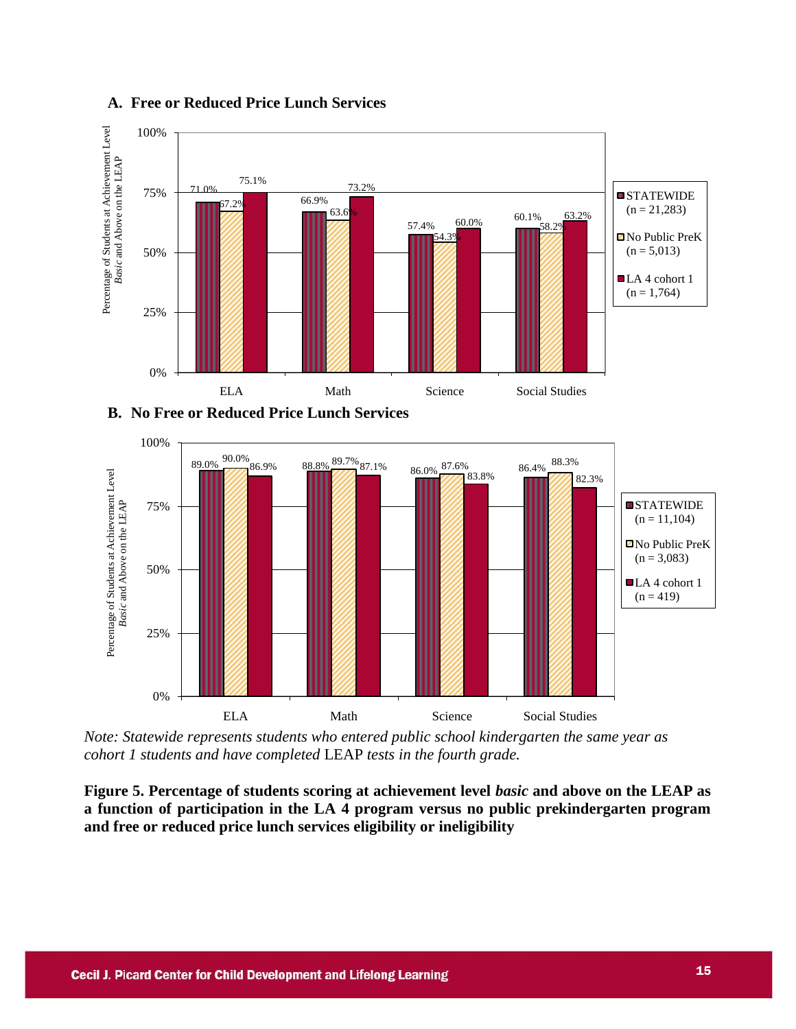**A. Free or Reduced Price Lunch Services**

| | STATEWIDE (n = 21,283) | No Public PreK (n = 5,013) | LA 4 cohort 1 (n = 1,764) |
|---|---|---|---|
| ELA | 71.0% | 67.2% | 75.1% |
| Math | 66.9% | 63.6% | 73.2% |
| Science | 57.4% | 54.3% | 60.0% |
| Social Studies | 60.1% | 58.2% | 63.2% |

**B. No Free or Reduced Price Lunch Services**

| | STATEWIDE (n = 11,104) | No Public PreK (n = 3,083) | LA 4 cohort 1 (n = 419) |
|---|---|---|---|
| ELA | 89.0% | 90.0% | 86.9% |
| Math | 88.8% | 89.7% | 87.1% |
| Science | 86.0% | 87.6% | 83.8% |
| Social Studies | 86.4% | 88.3% | 82.3% |

*Note: Statewide represents students who entered public school kindergarten the same year as cohort 1 students and have completed* LEAP *tests in the fourth grade.*

**Figure 5. Percentage of students scoring at achievement level *basic* and above on the LEAP as a function of participation in the LA 4 program versus no public prekindergarten program and free or reduced price lunch services eligibility or ineligibility**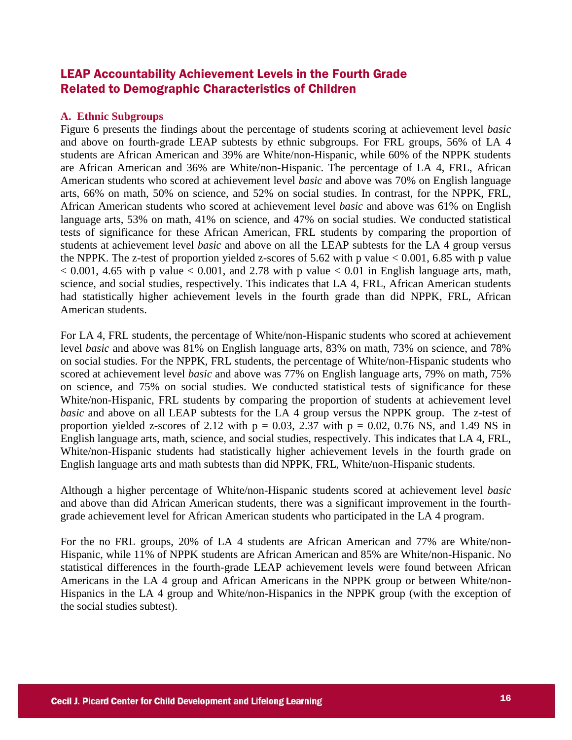## LEAP Accountability Achievement Levels in the Fourth Grade Related to Demographic Characteristics of Children

### A. Ethnic Subgroups

Figure 6 presents the findings about the percentage of students scoring at achievement level *basic* and above on fourth-grade LEAP subtests by ethnic subgroups. For FRL groups, 56% of LA 4 students are African American and 39% are White/non-Hispanic, while 60% of the NPPK students are African American and 36% are White/non-Hispanic. The percentage of LA 4, FRL, African American students who scored at achievement level *basic* and above was 70% on English language arts, 66% on math, 50% on science, and 52% on social studies. In contrast, for the NPPK, FRL, African American students who scored at achievement level *basic* and above was 61% on English language arts, 53% on math, 41% on science, and 47% on social studies. We conducted statistical tests of significance for these African American, FRL students by comparing the proportion of students at achievement level *basic* and above on all the LEAP subtests for the LA 4 group versus the NPPK. The z-test of proportion yielded z-scores of 5.62 with p value $< 0.001$, 6.85 with p value $< 0.001$, 4.65 with p value $< 0.001$, and 2.78 with p value $< 0.01$ in English language arts, math, science, and social studies, respectively. This indicates that LA 4, FRL, African American students had statistically higher achievement levels in the fourth grade than did NPPK, FRL, African American students.

For LA 4, FRL students, the percentage of White/non-Hispanic students who scored at achievement level *basic* and above was 81% on English language arts, 83% on math, 73% on science, and 78% on social studies. For the NPPK, FRL students, the percentage of White/non-Hispanic students who scored at achievement level *basic* and above was 77% on English language arts, 79% on math, 75% on science, and 75% on social studies. We conducted statistical tests of significance for these White/non-Hispanic, FRL students by comparing the proportion of students at achievement level *basic* and above on all LEAP subtests for the LA 4 group versus the NPPK group. The z-test of proportion yielded z-scores of 2.12 with $p = 0.03$, 2.37 with $p = 0.02$, 0.76 NS, and 1.49 NS in English language arts, math, science, and social studies, respectively. This indicates that LA 4, FRL, White/non-Hispanic students had statistically higher achievement levels in the fourth grade on English language arts and math subtests than did NPPK, FRL, White/non-Hispanic students.

Although a higher percentage of White/non-Hispanic students scored at achievement level *basic* and above than did African American students, there was a significant improvement in the fourth-grade achievement level for African American students who participated in the LA 4 program.

For the no FRL groups, 20% of LA 4 students are African American and 77% are White/non-Hispanic, while 11% of NPPK students are African American and 85% are White/non-Hispanic. No statistical differences in the fourth-grade LEAP achievement levels were found between African Americans in the LA 4 group and African Americans in the NPPK group or between White/non-Hispanics in the LA 4 group and White/non-Hispanics in the NPPK group (with the exception of the social studies subtest).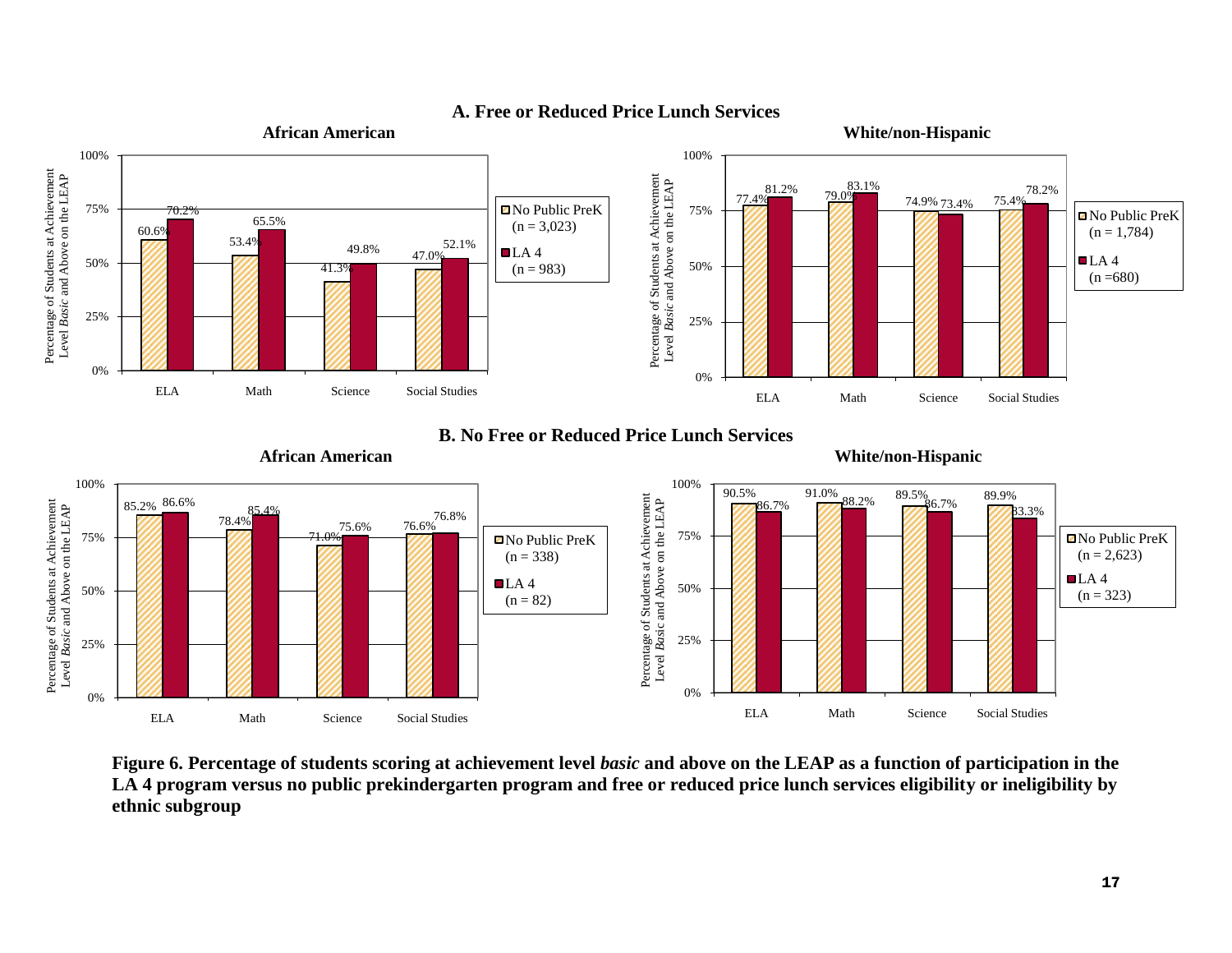## A. Free or Reduced Price Lunch Services

### African American

Percentage of Students at Achievement Level *Basic* and Above on the LEAP

| | No Public PreK (n = 3,023) | LA 4 (n = 983) |
|---|---|---|
| ELA | 60.6% | 70.2% |
| Math | 53.4% | 65.5% |
| Science | 41.3% | 49.8% |
| Social Studies | 47.0% | 52.1% |

### White/non-Hispanic

Percentage of Students at Achievement Level *Basic* and Above on the LEAP

| | No Public PreK (n = 1,784) | LA 4 (n =680) |
|---|---|---|
| ELA | 77.4% | 81.2% |
| Math | 79.0% | 83.1% |
| Science | 74.9% | 73.4% |
| Social Studies | 75.4% | 78.2% |

## B. No Free or Reduced Price Lunch Services

### African American

Percentage of Students at Achievement Level *Basic* and Above on the LEAP

| | No Public PreK (n = 338) | LA 4 (n = 82) |
|---|---|---|
| ELA | 85.2% | 86.6% |
| Math | 78.4% | 85.4% |
| Science | 71.0% | 75.6% |
| Social Studies | 76.6% | 76.8% |

### White/non-Hispanic

Percentage of Students at Achievement Level *Basic* and Above on the LEAP

| | No Public PreK (n = 2,623) | LA 4 (n = 323) |
|---|---|---|
| ELA | 90.5% | 86.7% |
| Math | 91.0% | 88.2% |
| Science | 89.5% | 86.7% |
| Social Studies | 89.9% | 83.3% |

**Figure 6. Percentage of students scoring at achievement level *basic* and above on the LEAP as a function of participation in the LA 4 program versus no public prekindergarten program and free or reduced price lunch services eligibility or ineligibility by ethnic subgroup**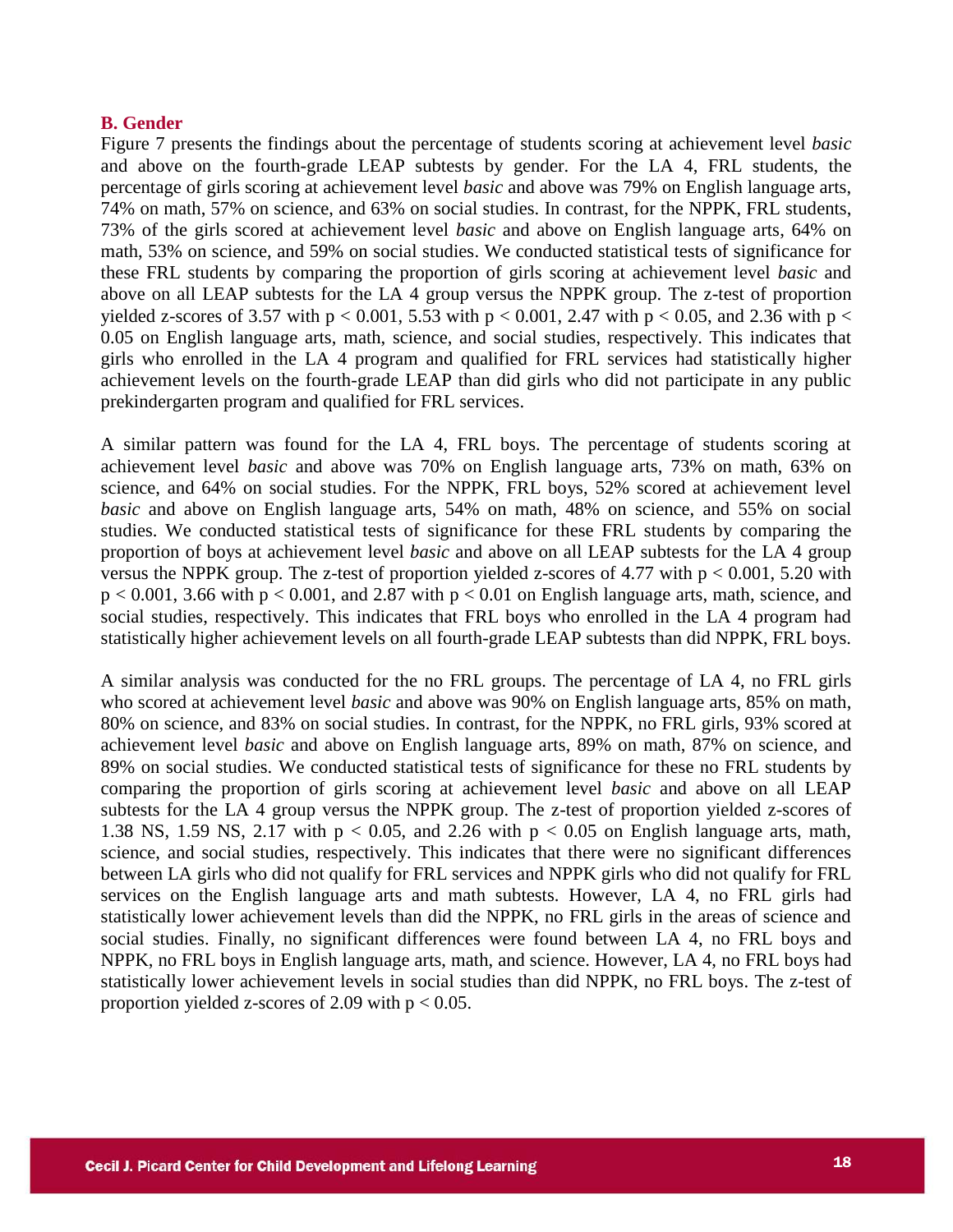## B. Gender

Figure 7 presents the findings about the percentage of students scoring at achievement level *basic* and above on the fourth-grade LEAP subtests by gender. For the LA 4, FRL students, the percentage of girls scoring at achievement level *basic* and above was 79% on English language arts, 74% on math, 57% on science, and 63% on social studies. In contrast, for the NPPK, FRL students, 73% of the girls scored at achievement level *basic* and above on English language arts, 64% on math, 53% on science, and 59% on social studies. We conducted statistical tests of significance for these FRL students by comparing the proportion of girls scoring at achievement level *basic* and above on all LEAP subtests for the LA 4 group versus the NPPK group. The z-test of proportion yielded z-scores of 3.57 with $p < 0.001$, 5.53 with $p < 0.001$, 2.47 with $p < 0.05$, and 2.36 with $p < 0.05$ on English language arts, math, science, and social studies, respectively. This indicates that girls who enrolled in the LA 4 program and qualified for FRL services had statistically higher achievement levels on the fourth-grade LEAP than did girls who did not participate in any public prekindergarten program and qualified for FRL services.

A similar pattern was found for the LA 4, FRL boys. The percentage of students scoring at achievement level *basic* and above was 70% on English language arts, 73% on math, 63% on science, and 64% on social studies. For the NPPK, FRL boys, 52% scored at achievement level *basic* and above on English language arts, 54% on math, 48% on science, and 55% on social studies. We conducted statistical tests of significance for these FRL students by comparing the proportion of boys at achievement level *basic* and above on all LEAP subtests for the LA 4 group versus the NPPK group. The z-test of proportion yielded z-scores of 4.77 with $p < 0.001$, 5.20 with $p < 0.001$, 3.66 with $p < 0.001$, and 2.87 with $p < 0.01$ on English language arts, math, science, and social studies, respectively. This indicates that FRL boys who enrolled in the LA 4 program had statistically higher achievement levels on all fourth-grade LEAP subtests than did NPPK, FRL boys.

A similar analysis was conducted for the no FRL groups. The percentage of LA 4, no FRL girls who scored at achievement level *basic* and above was 90% on English language arts, 85% on math, 80% on science, and 83% on social studies. In contrast, for the NPPK, no FRL girls, 93% scored at achievement level *basic* and above on English language arts, 89% on math, 87% on science, and 89% on social studies. We conducted statistical tests of significance for these no FRL students by comparing the proportion of girls scoring at achievement level *basic* and above on all LEAP subtests for the LA 4 group versus the NPPK group. The z-test of proportion yielded z-scores of 1.38 NS, 1.59 NS, 2.17 with $p < 0.05$, and 2.26 with $p < 0.05$ on English language arts, math, science, and social studies, respectively. This indicates that there were no significant differences between LA girls who did not qualify for FRL services and NPPK girls who did not qualify for FRL services on the English language arts and math subtests. However, LA 4, no FRL girls had statistically lower achievement levels than did the NPPK, no FRL girls in the areas of science and social studies. Finally, no significant differences were found between LA 4, no FRL boys and NPPK, no FRL boys in English language arts, math, and science. However, LA 4, no FRL boys had statistically lower achievement levels in social studies than did NPPK, no FRL boys. The z-test of proportion yielded z-scores of 2.09 with $p < 0.05$.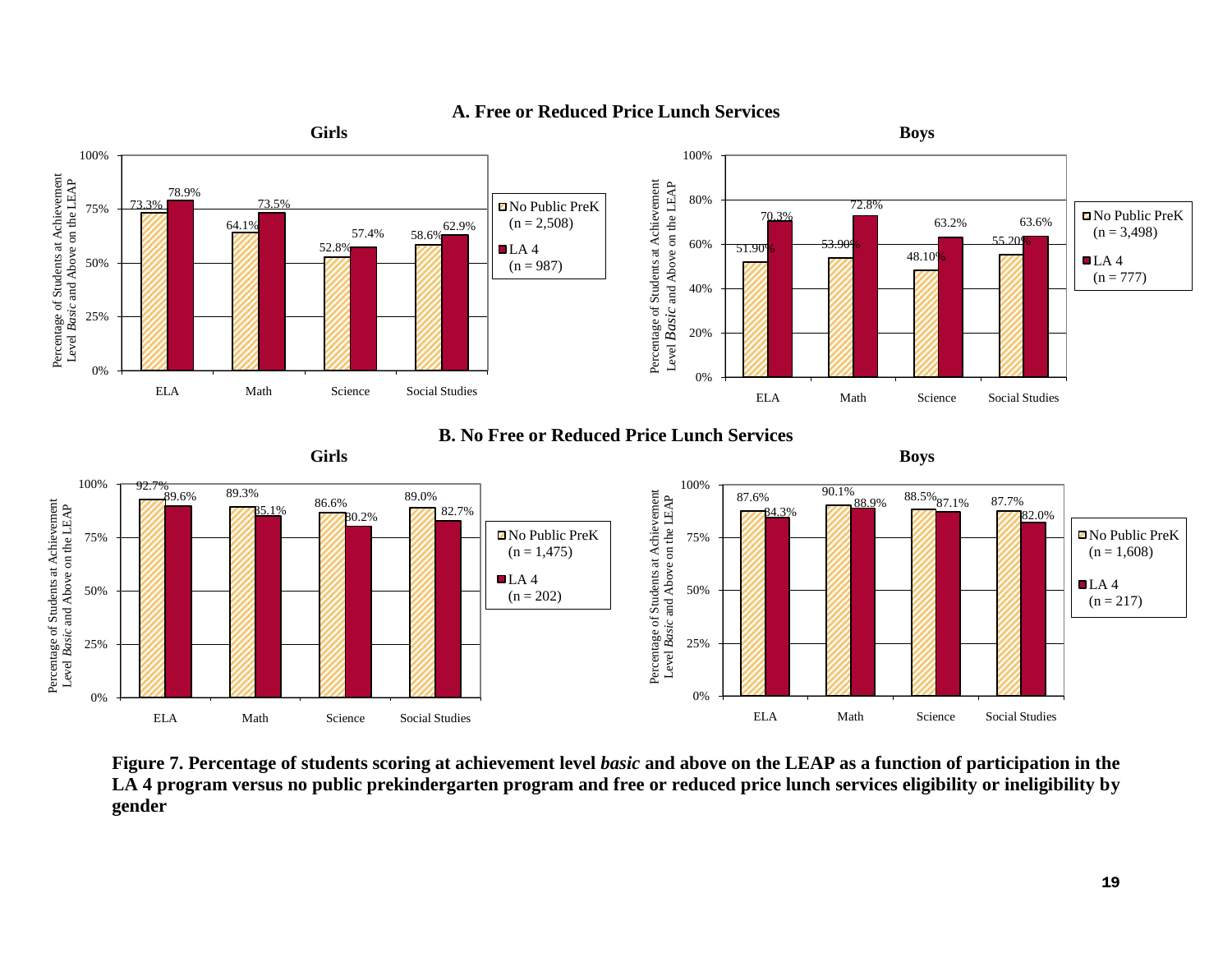## A. Free or Reduced Price Lunch Services

**Girls**

| | ELA | Math | Science | Social Studies |
|---|---|---|---|---|
| No Public PreK (n = 2,508) | 73.3% | 64.1% | 52.8% | 58.6% |
| LA 4 (n = 987) | 78.9% | 73.5% | 57.4% | 62.9% |

**Boys**

| | ELA | Math | Science | Social Studies |
|---|---|---|---|---|
| No Public PreK (n = 3,498) | 51.90% | 53.90% | 48.10% | 55.20% |
| LA 4 (n = 777) | 70.3% | 72.8% | 63.2% | 63.6% |

## B. No Free or Reduced Price Lunch Services

**Girls**

| | ELA | Math | Science | Social Studies |
|---|---|---|---|---|
| No Public PreK (n = 1,475) | 92.7% | 89.3% | 86.6% | 89.0% |
| LA 4 (n = 202) | 89.6% | 85.1% | 80.2% | 82.7% |

**Boys**

| | ELA | Math | Science | Social Studies |
|---|---|---|---|---|
| No Public PreK (n = 1,608) | 87.6% | 90.1% | 88.5% | 87.7% |
| LA 4 (n = 217) | 84.3% | 88.9% | 87.1% | 82.0% |

Y-axis: Percentage of Students at Achievement Level *Basic* and Above on the LEAP

**Figure 7. Percentage of students scoring at achievement level *basic* and above on the LEAP as a function of participation in the LA 4 program versus no public prekindergarten program and free or reduced price lunch services eligibility or ineligibility by gender**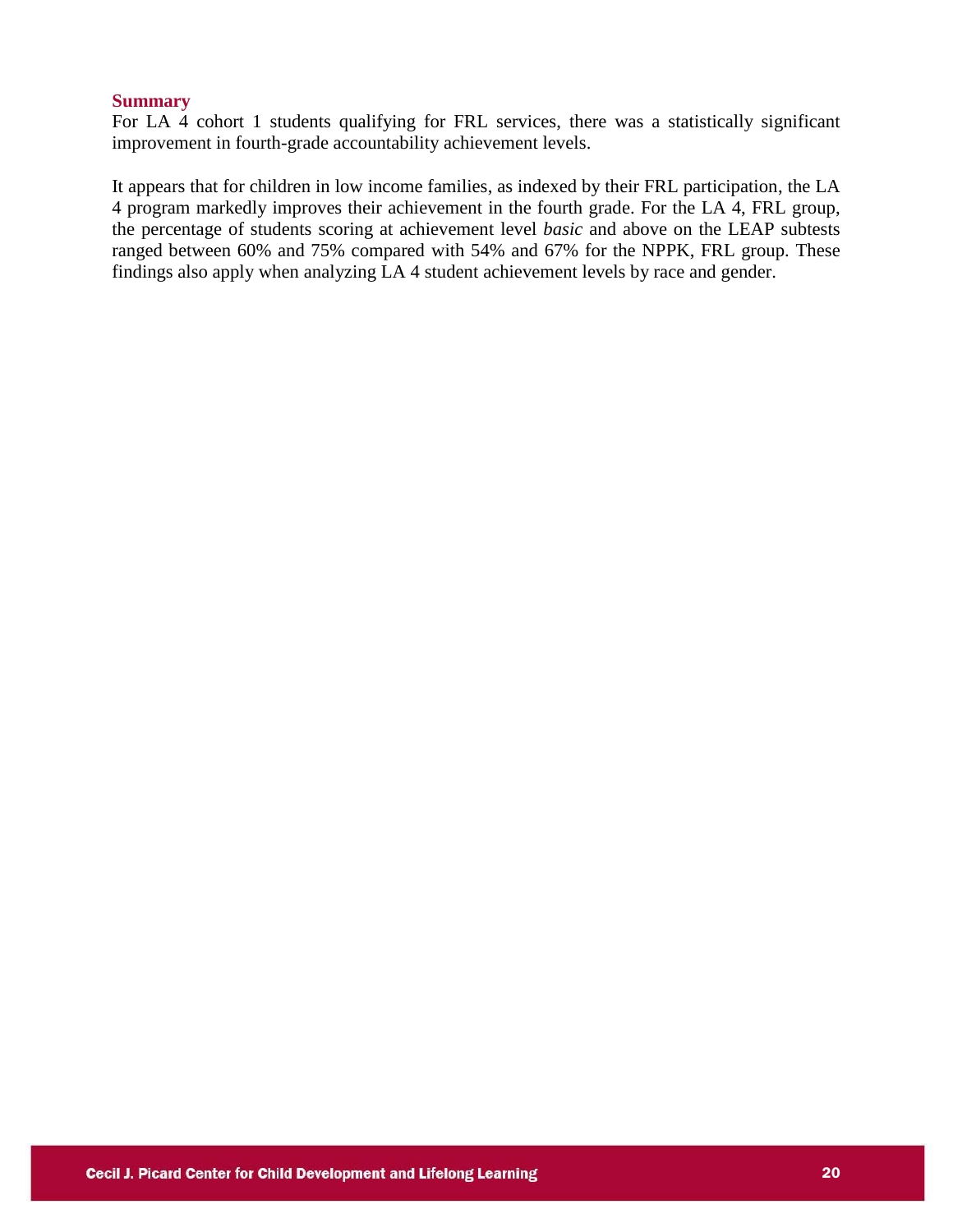### Summary

For LA 4 cohort 1 students qualifying for FRL services, there was a statistically significant improvement in fourth-grade accountability achievement levels.

It appears that for children in low income families, as indexed by their FRL participation, the LA 4 program markedly improves their achievement in the fourth grade. For the LA 4, FRL group, the percentage of students scoring at achievement level *basic* and above on the LEAP subtests ranged between 60% and 75% compared with 54% and 67% for the NPPK, FRL group. These findings also apply when analyzing LA 4 student achievement levels by race and gender.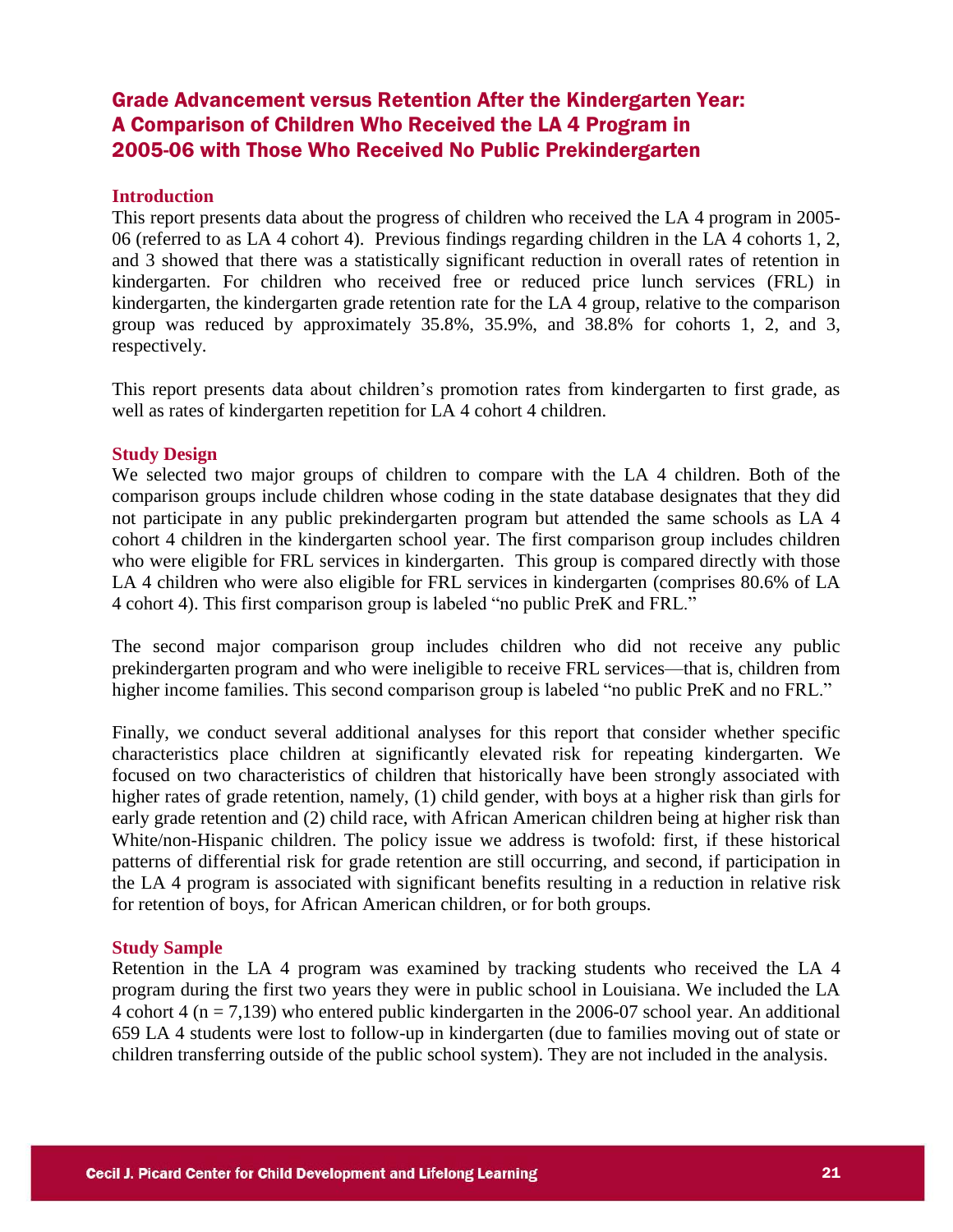## Grade Advancement versus Retention After the Kindergarten Year: A Comparison of Children Who Received the LA 4 Program in 2005-06 with Those Who Received No Public Prekindergarten

### Introduction

This report presents data about the progress of children who received the LA 4 program in 2005-06 (referred to as LA 4 cohort 4). Previous findings regarding children in the LA 4 cohorts 1, 2, and 3 showed that there was a statistically significant reduction in overall rates of retention in kindergarten. For children who received free or reduced price lunch services (FRL) in kindergarten, the kindergarten grade retention rate for the LA 4 group, relative to the comparison group was reduced by approximately 35.8%, 35.9%, and 38.8% for cohorts 1, 2, and 3, respectively.

This report presents data about children's promotion rates from kindergarten to first grade, as well as rates of kindergarten repetition for LA 4 cohort 4 children.

### Study Design

We selected two major groups of children to compare with the LA 4 children. Both of the comparison groups include children whose coding in the state database designates that they did not participate in any public prekindergarten program but attended the same schools as LA 4 cohort 4 children in the kindergarten school year. The first comparison group includes children who were eligible for FRL services in kindergarten. This group is compared directly with those LA 4 children who were also eligible for FRL services in kindergarten (comprises 80.6% of LA 4 cohort 4). This first comparison group is labeled "no public PreK and FRL."

The second major comparison group includes children who did not receive any public prekindergarten program and who were ineligible to receive FRL services—that is, children from higher income families. This second comparison group is labeled "no public PreK and no FRL."

Finally, we conduct several additional analyses for this report that consider whether specific characteristics place children at significantly elevated risk for repeating kindergarten. We focused on two characteristics of children that historically have been strongly associated with higher rates of grade retention, namely, (1) child gender, with boys at a higher risk than girls for early grade retention and (2) child race, with African American children being at higher risk than White/non-Hispanic children. The policy issue we address is twofold: first, if these historical patterns of differential risk for grade retention are still occurring, and second, if participation in the LA 4 program is associated with significant benefits resulting in a reduction in relative risk for retention of boys, for African American children, or for both groups.

### Study Sample

Retention in the LA 4 program was examined by tracking students who received the LA 4 program during the first two years they were in public school in Louisiana. We included the LA 4 cohort 4 (n = 7,139) who entered public kindergarten in the 2006-07 school year. An additional 659 LA 4 students were lost to follow-up in kindergarten (due to families moving out of state or children transferring outside of the public school system). They are not included in the analysis.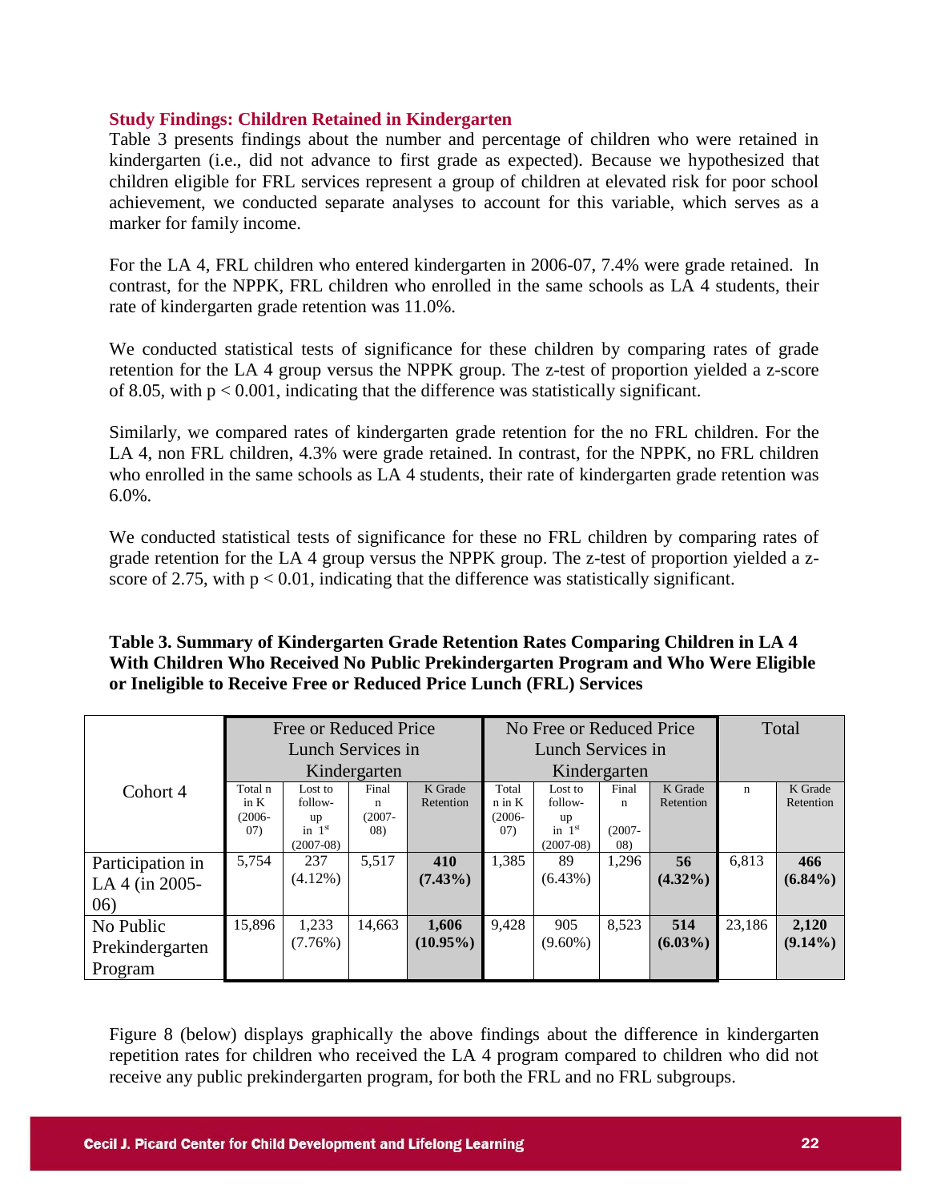### Study Findings: Children Retained in Kindergarten

Table 3 presents findings about the number and percentage of children who were retained in kindergarten (i.e., did not advance to first grade as expected). Because we hypothesized that children eligible for FRL services represent a group of children at elevated risk for poor school achievement, we conducted separate analyses to account for this variable, which serves as a marker for family income.

For the LA 4, FRL children who entered kindergarten in 2006-07, 7.4% were grade retained. In contrast, for the NPPK, FRL children who enrolled in the same schools as LA 4 students, their rate of kindergarten grade retention was 11.0%.

We conducted statistical tests of significance for these children by comparing rates of grade retention for the LA 4 group versus the NPPK group. The z-test of proportion yielded a z-score of 8.05, with $p < 0.001$, indicating that the difference was statistically significant.

Similarly, we compared rates of kindergarten grade retention for the no FRL children. For the LA 4, non FRL children, 4.3% were grade retained. In contrast, for the NPPK, no FRL children who enrolled in the same schools as LA 4 students, their rate of kindergarten grade retention was 6.0%.

We conducted statistical tests of significance for these no FRL children by comparing rates of grade retention for the LA 4 group versus the NPPK group. The z-test of proportion yielded a z-score of 2.75, with $p < 0.01$, indicating that the difference was statistically significant.

**Table 3. Summary of Kindergarten Grade Retention Rates Comparing Children in LA 4 With Children Who Received No Public Prekindergarten Program and Who Were Eligible or Ineligible to Receive Free or Reduced Price Lunch (FRL) Services**

| Cohort 4 | Free or Reduced Price Lunch Services in Kindergarten | | | | No Free or Reduced Price Lunch Services in Kindergarten | | | | Total | |
|---|---|---|---|---|---|---|---|---|---|---|
| | Total n in K (2006-07) | Lost to follow-up in 1st (2007-08) | Final n (2007-08) | K Grade Retention | Total n in K (2006-07) | Lost to follow-up in 1st (2007-08) | Final n (2007-08) | K Grade Retention | n | K Grade Retention |
| Participation in LA 4 (in 2005-06) | 5,754 | 237 (4.12%) | 5,517 | **410 (7.43%)** | 1,385 | 89 (6.43%) | 1,296 | **56 (4.32%)** | 6,813 | **466 (6.84%)** |
| No Public Prekindergarten Program | 15,896 | 1,233 (7.76%) | 14,663 | **1,606 (10.95%)** | 9,428 | 905 (9.60%) | 8,523 | **514 (6.03%)** | 23,186 | **2,120 (9.14%)** |

Figure 8 (below) displays graphically the above findings about the difference in kindergarten repetition rates for children who received the LA 4 program compared to children who did not receive any public prekindergarten program, for both the FRL and no FRL subgroups.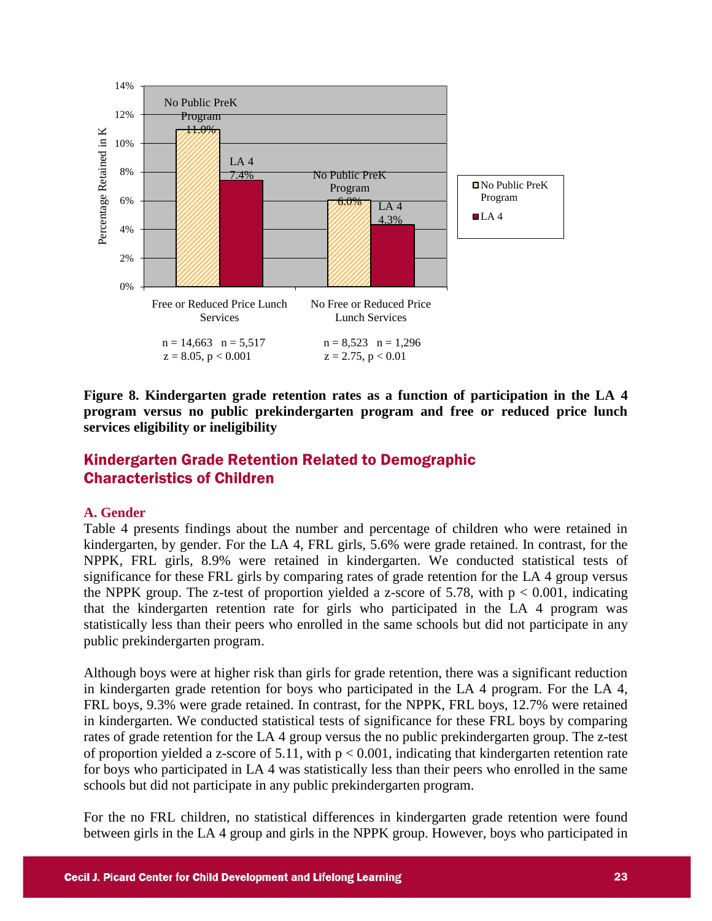| | No Public PreK Program | LA 4 |
|---|---|---|
| Free or Reduced Price Lunch Services | 11.0% | 7.4% |
| No Free or Reduced Price Lunch Services | 6.0% | 4.3% |

Free or Reduced Price Lunch Services: n = 14,663 n = 5,517; $z = 8.05$, $p < 0.001$

No Free or Reduced Price Lunch Services: n = 8,523 n = 1,296; $z = 2.75$, $p < 0.01$

**Figure 8. Kindergarten grade retention rates as a function of participation in the LA 4 program versus no public prekindergarten program and free or reduced price lunch services eligibility or ineligibility**

## Kindergarten Grade Retention Related to Demographic Characteristics of Children

### A. Gender

Table 4 presents findings about the number and percentage of children who were retained in kindergarten, by gender. For the LA 4, FRL girls, 5.6% were grade retained. In contrast, for the NPPK, FRL girls, 8.9% were retained in kindergarten. We conducted statistical tests of significance for these FRL girls by comparing rates of grade retention for the LA 4 group versus the NPPK group. The z-test of proportion yielded a z-score of 5.78, with $p < 0.001$, indicating that the kindergarten retention rate for girls who participated in the LA 4 program was statistically less than their peers who enrolled in the same schools but did not participate in any public prekindergarten program.

Although boys were at higher risk than girls for grade retention, there was a significant reduction in kindergarten grade retention for boys who participated in the LA 4 program. For the LA 4, FRL boys, 9.3% were grade retained. In contrast, for the NPPK, FRL boys, 12.7% were retained in kindergarten. We conducted statistical tests of significance for these FRL boys by comparing rates of grade retention for the LA 4 group versus the no public prekindergarten group. The z-test of proportion yielded a z-score of 5.11, with $p < 0.001$, indicating that kindergarten retention rate for boys who participated in LA 4 was statistically less than their peers who enrolled in the same schools but did not participate in any public prekindergarten program.

For the no FRL children, no statistical differences in kindergarten grade retention were found between girls in the LA 4 group and girls in the NPPK group. However, boys who participated in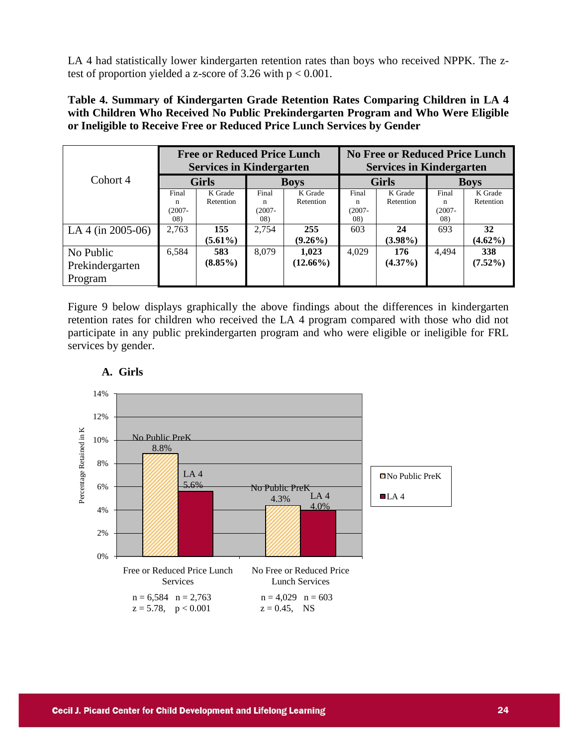LA 4 had statistically lower kindergarten retention rates than boys who received NPPK. The z-test of proportion yielded a z-score of 3.26 with $p < 0.001$.

**Table 4. Summary of Kindergarten Grade Retention Rates Comparing Children in LA 4 with Children Who Received No Public Prekindergarten Program and Who Were Eligible or Ineligible to Receive Free or Reduced Price Lunch Services by Gender**

| Cohort 4 | Free or Reduced Price Lunch Services in Kindergarten | | | | No Free or Reduced Price Lunch Services in Kindergarten | | | |
|---|---|---|---|---|---|---|---|---|
| | Girls | | Boys | | Girls | | Boys | |
| | Final n (2007-08) | K Grade Retention | Final n (2007-08) | K Grade Retention | Final n (2007-08) | K Grade Retention | Final n (2007-08) | K Grade Retention |
| LA 4 (in 2005-06) | 2,763 | **155 (5.61%)** | 2,754 | **255 (9.26%)** | 603 | **24 (3.98%)** | 693 | **32 (4.62%)** |
| No Public Prekindergarten Program | 6,584 | **583 (8.85%)** | 8,079 | **1,023 (12.66%)** | 4,029 | **176 (4.37%)** | 4,494 | **338 (7.52%)** |

Figure 9 below displays graphically the above findings about the differences in kindergarten retention rates for children who received the LA 4 program compared with those who did not participate in any public prekindergarten program and who were eligible or ineligible for FRL services by gender.

**A. Girls**

| Percentage Retained in K | No Public PreK | LA 4 |
|---|---|---|
| Free or Reduced Price Lunch Services ($n = 6{,}584$, $n = 2{,}763$; $z = 5.78$, $p < 0.001$) | 8.8% | 5.6% |
| No Free or Reduced Price Lunch Services ($n = 4{,}029$, $n = 603$; $z = 0.45$, NS) | 4.3% | 4.0% |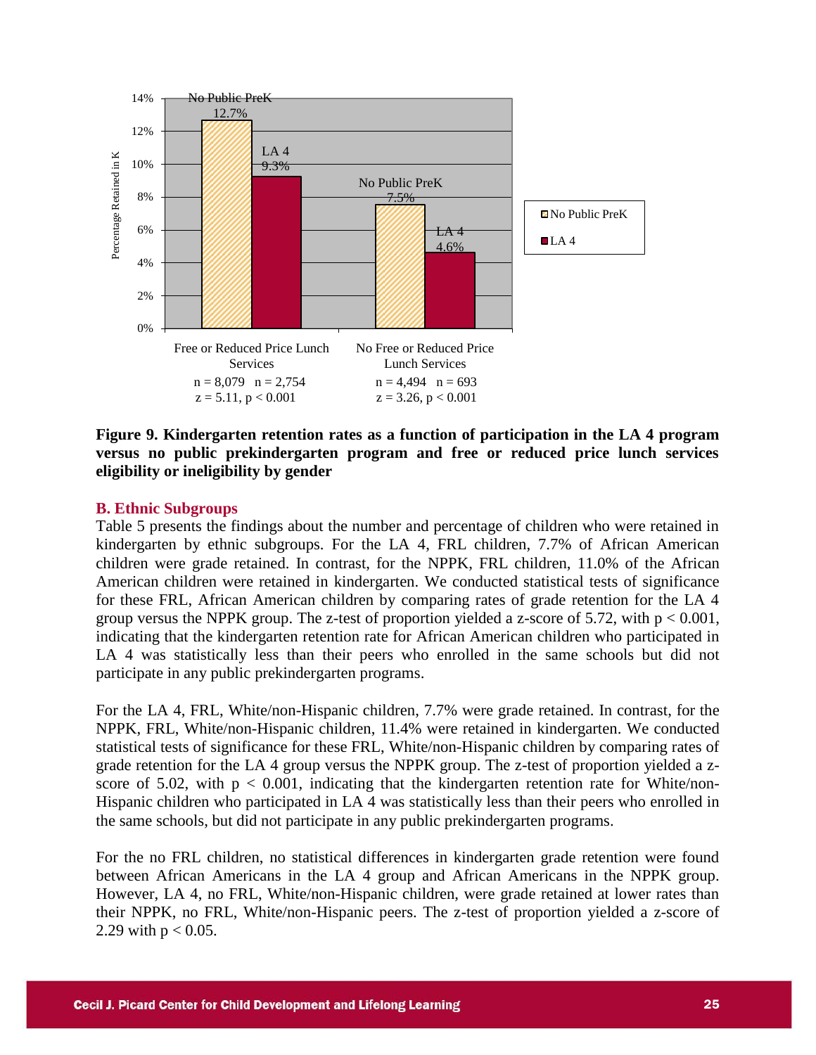**Figure 9. Kindergarten retention rates as a function of participation in the LA 4 program versus no public prekindergarten program and free or reduced price lunch services eligibility or ineligibility by gender**

### B. Ethnic Subgroups

Table 5 presents the findings about the number and percentage of children who were retained in kindergarten by ethnic subgroups. For the LA 4, FRL children, 7.7% of African American children were grade retained. In contrast, for the NPPK, FRL children, 11.0% of the African American children were retained in kindergarten. We conducted statistical tests of significance for these FRL, African American children by comparing rates of grade retention for the LA 4 group versus the NPPK group. The z-test of proportion yielded a z-score of 5.72, with $p < 0.001$, indicating that the kindergarten retention rate for African American children who participated in LA 4 was statistically less than their peers who enrolled in the same schools but did not participate in any public prekindergarten programs.

For the LA 4, FRL, White/non-Hispanic children, 7.7% were grade retained. In contrast, for the NPPK, FRL, White/non-Hispanic children, 11.4% were retained in kindergarten. We conducted statistical tests of significance for these FRL, White/non-Hispanic children by comparing rates of grade retention for the LA 4 group versus the NPPK group. The z-test of proportion yielded a z-score of 5.02, with $p < 0.001$, indicating that the kindergarten retention rate for White/non-Hispanic children who participated in LA 4 was statistically less than their peers who enrolled in the same schools, but did not participate in any public prekindergarten programs.

For the no FRL children, no statistical differences in kindergarten grade retention were found between African Americans in the LA 4 group and African Americans in the NPPK group. However, LA 4, no FRL, White/non-Hispanic children, were grade retained at lower rates than their NPPK, no FRL, White/non-Hispanic peers. The z-test of proportion yielded a z-score of 2.29 with $p < 0.05$.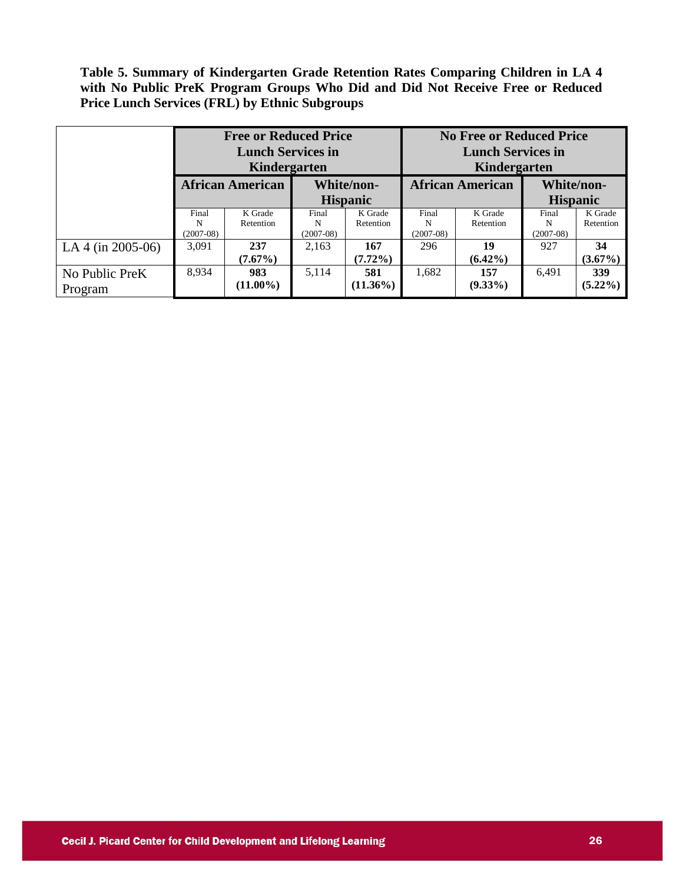**Table 5. Summary of Kindergarten Grade Retention Rates Comparing Children in LA 4 with No Public PreK Program Groups Who Did and Did Not Receive Free or Reduced Price Lunch Services (FRL) by Ethnic Subgroups**

| | **Free or Reduced Price Lunch Services in Kindergarten** | | | | **No Free or Reduced Price Lunch Services in Kindergarten** | | | |
|---|---|---|---|---|---|---|---|---|
| | **African American** | | **White/non-Hispanic** | | **African American** | | **White/non-Hispanic** | |
| | Final N (2007-08) | K Grade Retention | Final N (2007-08) | K Grade Retention | Final N (2007-08) | K Grade Retention | Final N (2007-08) | K Grade Retention |
| LA 4 (in 2005-06) | 3,091 | **237 (7.67%)** | 2,163 | **167 (7.72%)** | 296 | **19 (6.42%)** | 927 | **34 (3.67%)** |
| No Public PreK Program | 8,934 | **983 (11.00%)** | 5,114 | **581 (11.36%)** | 1,682 | **157 (9.33%)** | 6,491 | **339 (5.22%)** |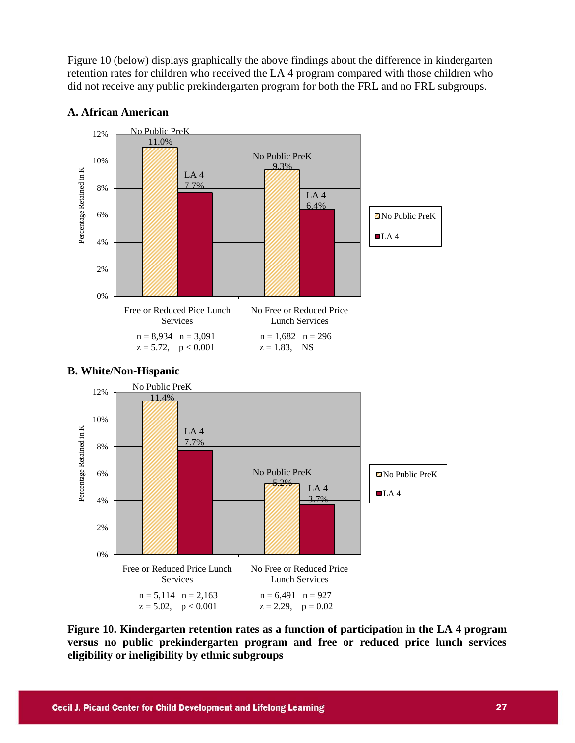Figure 10 (below) displays graphically the above findings about the difference in kindergarten retention rates for children who received the LA 4 program compared with those children who did not receive any public prekindergarten program for both the FRL and no FRL subgroups.

**A. African American**

| | No Public PreK | LA 4 |
|---|---|---|
| Free or Reduced Pice Lunch Services | 11.0% | 7.7% |
| No Free or Reduced Price Lunch Services | 9.3% | 6.4% |

Free or Reduced Pice Lunch Services: n = 8,934 n = 3,091; $z = 5.72$, $p < 0.001$

No Free or Reduced Price Lunch Services: n = 1,682 n = 296; $z = 1.83$, NS

**B. White/Non-Hispanic**

| | No Public PreK | LA 4 |
|---|---|---|
| Free or Reduced Price Lunch Services | 11.4% | 7.7% |
| No Free or Reduced Price Lunch Services | 5.2% | 3.7% |

Free or Reduced Price Lunch Services: n = 5,114 n = 2,163; $z = 5.02$, $p < 0.001$

No Free or Reduced Price Lunch Services: n = 6,491 n = 927; $z = 2.29$, $p = 0.02$

**Figure 10. Kindergarten retention rates as a function of participation in the LA 4 program versus no public prekindergarten program and free or reduced price lunch services eligibility or ineligibility by ethnic subgroups**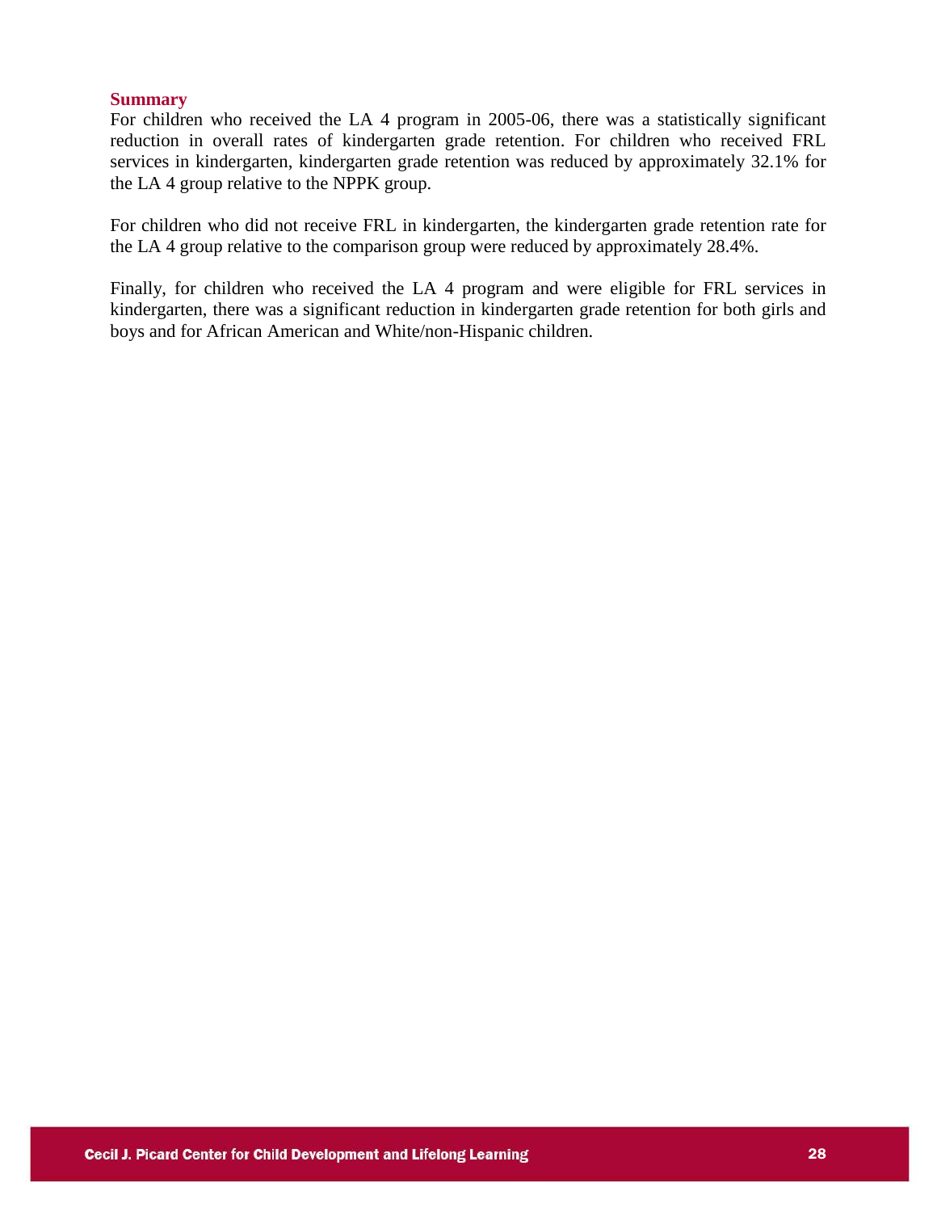### Summary

For children who received the LA 4 program in 2005-06, there was a statistically significant reduction in overall rates of kindergarten grade retention. For children who received FRL services in kindergarten, kindergarten grade retention was reduced by approximately 32.1% for the LA 4 group relative to the NPPK group.

For children who did not receive FRL in kindergarten, the kindergarten grade retention rate for the LA 4 group relative to the comparison group were reduced by approximately 28.4%.

Finally, for children who received the LA 4 program and were eligible for FRL services in kindergarten, there was a significant reduction in kindergarten grade retention for both girls and boys and for African American and White/non-Hispanic children.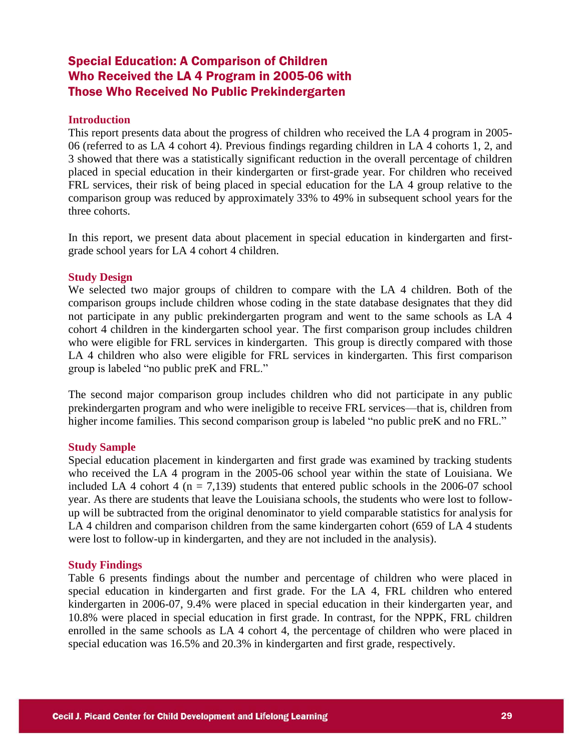## Special Education: A Comparison of Children Who Received the LA 4 Program in 2005-06 with Those Who Received No Public Prekindergarten

### Introduction

This report presents data about the progress of children who received the LA 4 program in 2005-06 (referred to as LA 4 cohort 4). Previous findings regarding children in LA 4 cohorts 1, 2, and 3 showed that there was a statistically significant reduction in the overall percentage of children placed in special education in their kindergarten or first-grade year. For children who received FRL services, their risk of being placed in special education for the LA 4 group relative to the comparison group was reduced by approximately 33% to 49% in subsequent school years for the three cohorts.

In this report, we present data about placement in special education in kindergarten and first-grade school years for LA 4 cohort 4 children.

### Study Design

We selected two major groups of children to compare with the LA 4 children. Both of the comparison groups include children whose coding in the state database designates that they did not participate in any public prekindergarten program and went to the same schools as LA 4 cohort 4 children in the kindergarten school year. The first comparison group includes children who were eligible for FRL services in kindergarten. This group is directly compared with those LA 4 children who also were eligible for FRL services in kindergarten. This first comparison group is labeled "no public preK and FRL."

The second major comparison group includes children who did not participate in any public prekindergarten program and who were ineligible to receive FRL services—that is, children from higher income families. This second comparison group is labeled "no public preK and no FRL."

### Study Sample

Special education placement in kindergarten and first grade was examined by tracking students who received the LA 4 program in the 2005-06 school year within the state of Louisiana. We included LA 4 cohort 4 (n = 7,139) students that entered public schools in the 2006-07 school year. As there are students that leave the Louisiana schools, the students who were lost to follow-up will be subtracted from the original denominator to yield comparable statistics for analysis for LA 4 children and comparison children from the same kindergarten cohort (659 of LA 4 students were lost to follow-up in kindergarten, and they are not included in the analysis).

### Study Findings

Table 6 presents findings about the number and percentage of children who were placed in special education in kindergarten and first grade. For the LA 4, FRL children who entered kindergarten in 2006-07, 9.4% were placed in special education in their kindergarten year, and 10.8% were placed in special education in first grade. In contrast, for the NPPK, FRL children enrolled in the same schools as LA 4 cohort 4, the percentage of children who were placed in special education was 16.5% and 20.3% in kindergarten and first grade, respectively.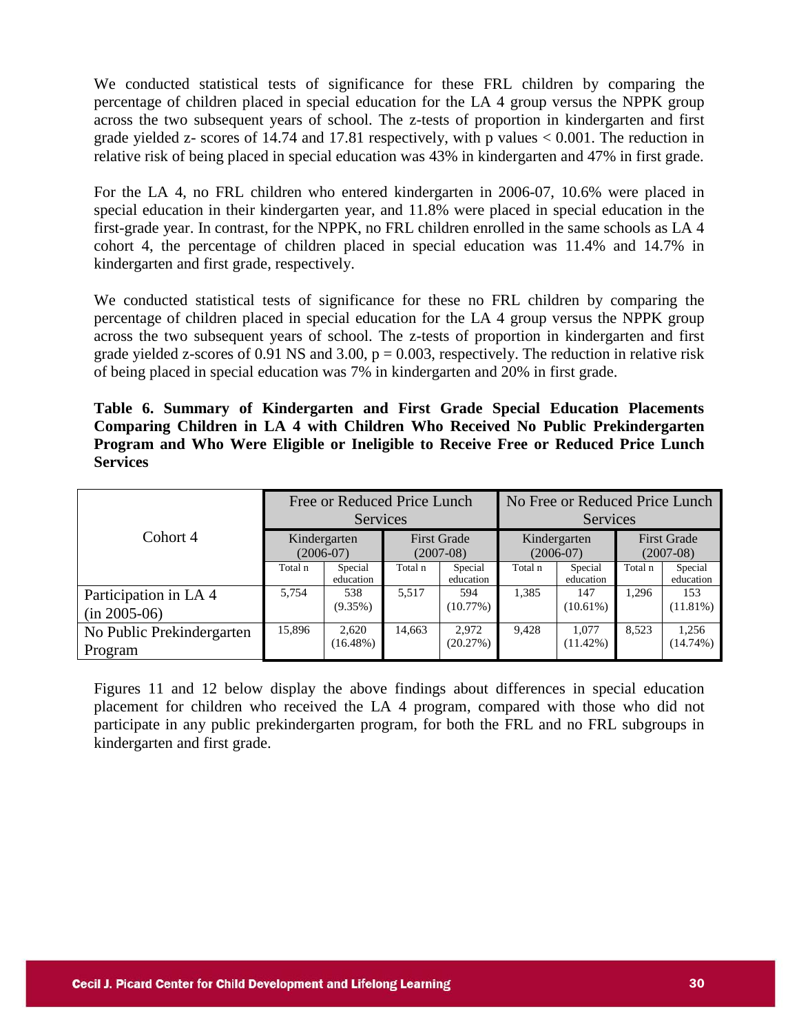We conducted statistical tests of significance for these FRL children by comparing the percentage of children placed in special education for the LA 4 group versus the NPPK group across the two subsequent years of school. The z-tests of proportion in kindergarten and first grade yielded z- scores of 14.74 and 17.81 respectively, with p values < 0.001. The reduction in relative risk of being placed in special education was 43% in kindergarten and 47% in first grade.

For the LA 4, no FRL children who entered kindergarten in 2006-07, 10.6% were placed in special education in their kindergarten year, and 11.8% were placed in special education in the first-grade year. In contrast, for the NPPK, no FRL children enrolled in the same schools as LA 4 cohort 4, the percentage of children placed in special education was 11.4% and 14.7% in kindergarten and first grade, respectively.

We conducted statistical tests of significance for these no FRL children by comparing the percentage of children placed in special education for the LA 4 group versus the NPPK group across the two subsequent years of school. The z-tests of proportion in kindergarten and first grade yielded z-scores of 0.91 NS and 3.00, p = 0.003, respectively. The reduction in relative risk of being placed in special education was 7% in kindergarten and 20% in first grade.

**Table 6. Summary of Kindergarten and First Grade Special Education Placements Comparing Children in LA 4 with Children Who Received No Public Prekindergarten Program and Who Were Eligible or Ineligible to Receive Free or Reduced Price Lunch Services**

| Cohort 4 | Free or Reduced Price Lunch Services | | | | No Free or Reduced Price Lunch Services | | | |
|---|---|---|---|---|---|---|---|---|
| | Kindergarten (2006-07) | | First Grade (2007-08) | | Kindergarten (2006-07) | | First Grade (2007-08) | |
| | Total n | Special education | Total n | Special education | Total n | Special education | Total n | Special education |
| Participation in LA 4 (in 2005-06) | 5,754 | 538 (9.35%) | 5,517 | 594 (10.77%) | 1,385 | 147 (10.61%) | 1,296 | 153 (11.81%) |
| No Public Prekindergarten Program | 15,896 | 2,620 (16.48%) | 14,663 | 2,972 (20.27%) | 9,428 | 1,077 (11.42%) | 8,523 | 1,256 (14.74%) |

Figures 11 and 12 below display the above findings about differences in special education placement for children who received the LA 4 program, compared with those who did not participate in any public prekindergarten program, for both the FRL and no FRL subgroups in kindergarten and first grade.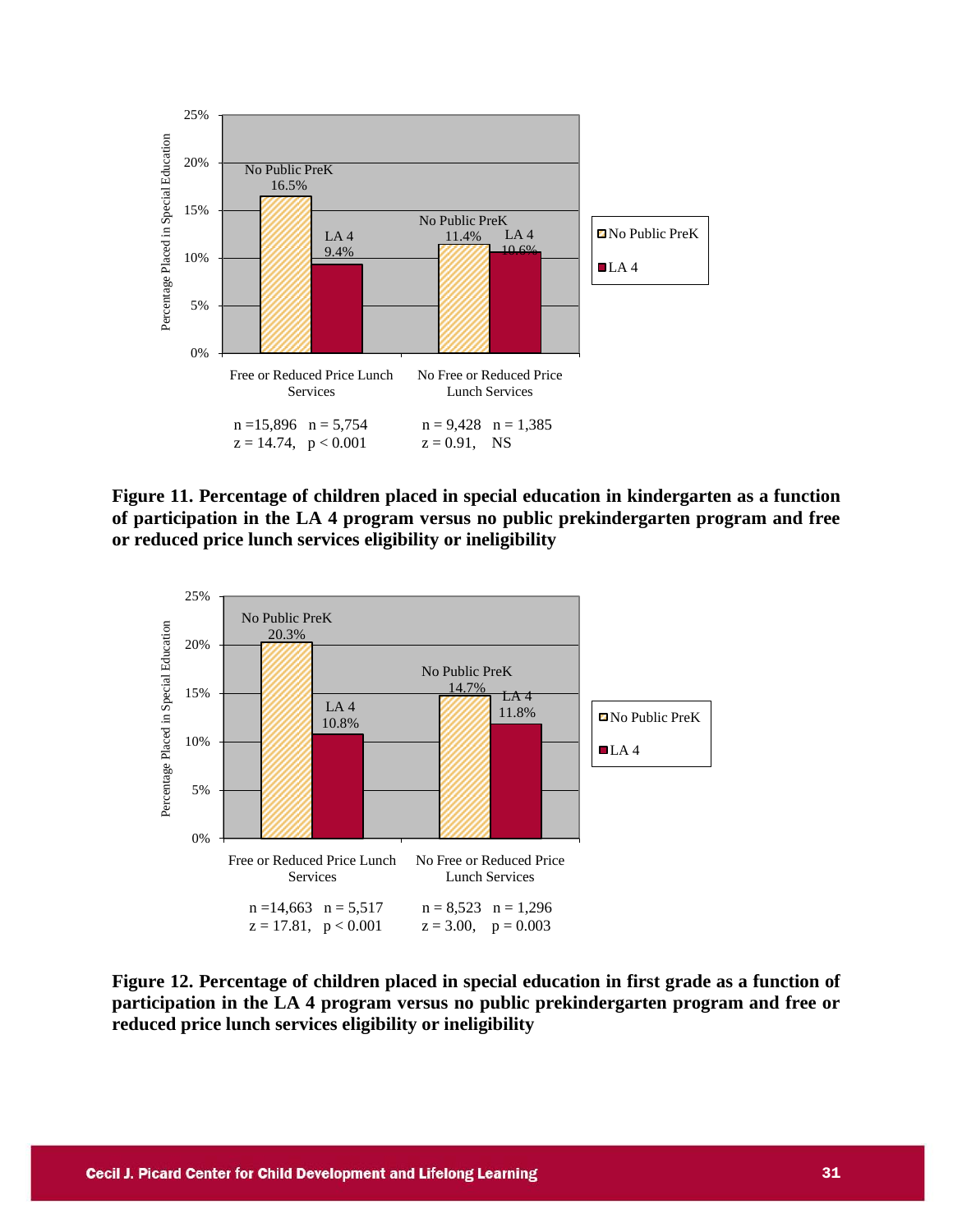Free or Reduced Price Lunch Services: n = 15,896, n = 5,754; $z = 14.74$, $p < 0.001$

No Free or Reduced Price Lunch Services: n = 9,428, n = 1,385; $z = 0.91$, NS

**Figure 11. Percentage of children placed in special education in kindergarten as a function of participation in the LA 4 program versus no public prekindergarten program and free or reduced price lunch services eligibility or ineligibility**

Free or Reduced Price Lunch Services: n = 14,663, n = 5,517; $z = 17.81$, $p < 0.001$

No Free or Reduced Price Lunch Services: n = 8,523, n = 1,296; $z = 3.00$, $p = 0.003$

**Figure 12. Percentage of children placed in special education in first grade as a function of participation in the LA 4 program versus no public prekindergarten program and free or reduced price lunch services eligibility or ineligibility**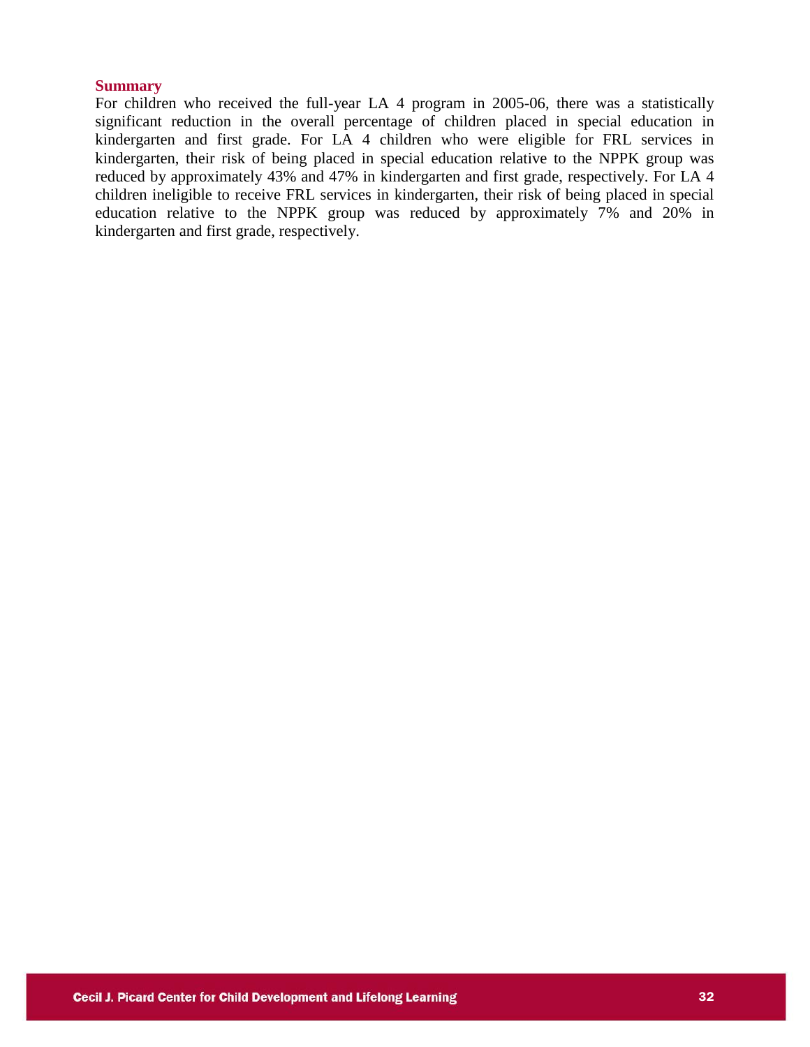### Summary

For children who received the full-year LA 4 program in 2005-06, there was a statistically significant reduction in the overall percentage of children placed in special education in kindergarten and first grade. For LA 4 children who were eligible for FRL services in kindergarten, their risk of being placed in special education relative to the NPPK group was reduced by approximately 43% and 47% in kindergarten and first grade, respectively. For LA 4 children ineligible to receive FRL services in kindergarten, their risk of being placed in special education relative to the NPPK group was reduced by approximately 7% and 20% in kindergarten and first grade, respectively.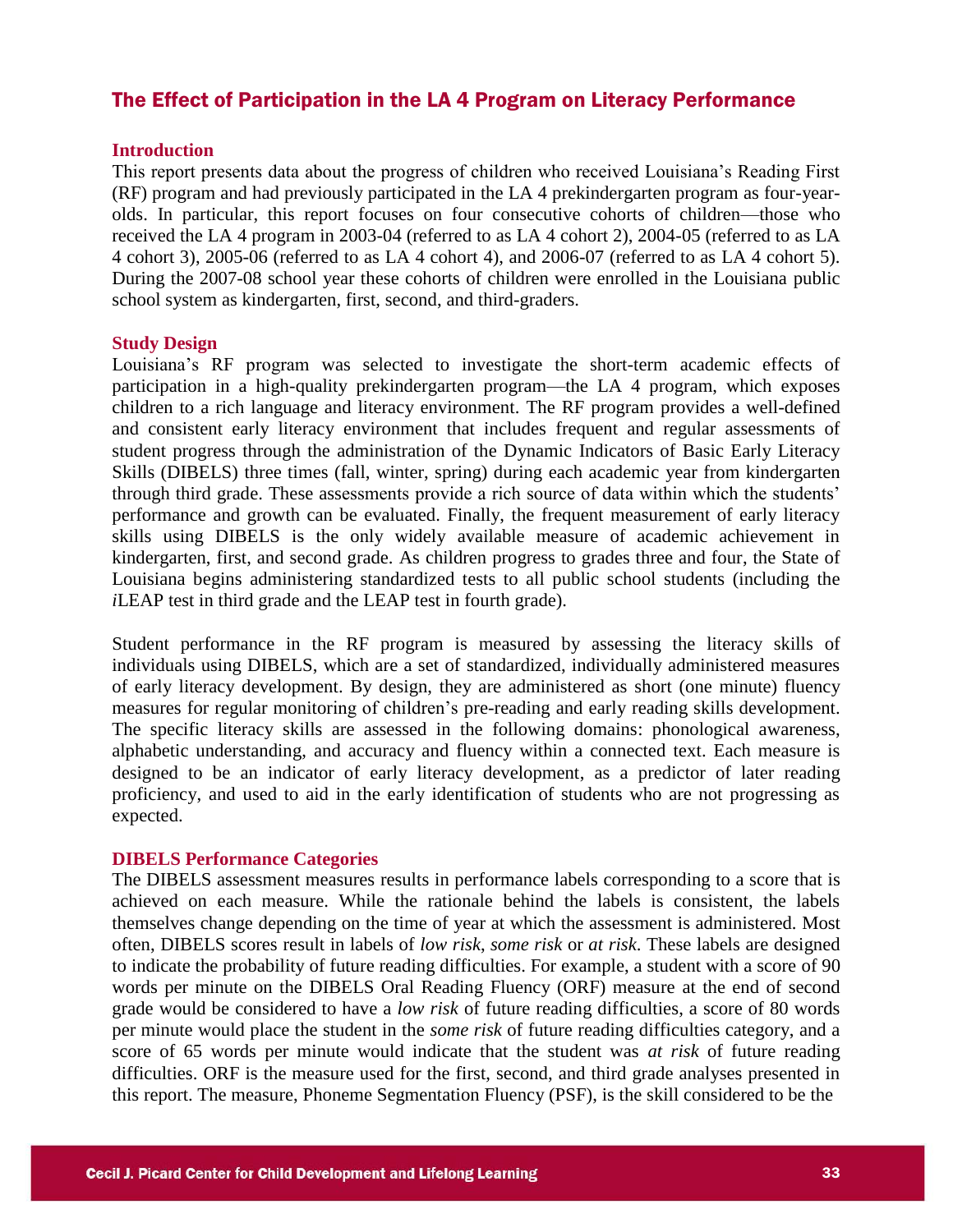## The Effect of Participation in the LA 4 Program on Literacy Performance

### Introduction

This report presents data about the progress of children who received Louisiana's Reading First (RF) program and had previously participated in the LA 4 prekindergarten program as four-year-olds. In particular, this report focuses on four consecutive cohorts of children—those who received the LA 4 program in 2003-04 (referred to as LA 4 cohort 2), 2004-05 (referred to as LA 4 cohort 3), 2005-06 (referred to as LA 4 cohort 4), and 2006-07 (referred to as LA 4 cohort 5). During the 2007-08 school year these cohorts of children were enrolled in the Louisiana public school system as kindergarten, first, second, and third-graders.

### Study Design

Louisiana's RF program was selected to investigate the short-term academic effects of participation in a high-quality prekindergarten program—the LA 4 program, which exposes children to a rich language and literacy environment. The RF program provides a well-defined and consistent early literacy environment that includes frequent and regular assessments of student progress through the administration of the Dynamic Indicators of Basic Early Literacy Skills (DIBELS) three times (fall, winter, spring) during each academic year from kindergarten through third grade. These assessments provide a rich source of data within which the students' performance and growth can be evaluated. Finally, the frequent measurement of early literacy skills using DIBELS is the only widely available measure of academic achievement in kindergarten, first, and second grade. As children progress to grades three and four, the State of Louisiana begins administering standardized tests to all public school students (including the *i*LEAP test in third grade and the LEAP test in fourth grade).

Student performance in the RF program is measured by assessing the literacy skills of individuals using DIBELS, which are a set of standardized, individually administered measures of early literacy development. By design, they are administered as short (one minute) fluency measures for regular monitoring of children's pre-reading and early reading skills development. The specific literacy skills are assessed in the following domains: phonological awareness, alphabetic understanding, and accuracy and fluency within a connected text. Each measure is designed to be an indicator of early literacy development, as a predictor of later reading proficiency, and used to aid in the early identification of students who are not progressing as expected.

### DIBELS Performance Categories

The DIBELS assessment measures results in performance labels corresponding to a score that is achieved on each measure. While the rationale behind the labels is consistent, the labels themselves change depending on the time of year at which the assessment is administered. Most often, DIBELS scores result in labels of *low risk*, *some risk* or *at risk*. These labels are designed to indicate the probability of future reading difficulties. For example, a student with a score of 90 words per minute on the DIBELS Oral Reading Fluency (ORF) measure at the end of second grade would be considered to have a *low risk* of future reading difficulties, a score of 80 words per minute would place the student in the *some risk* of future reading difficulties category, and a score of 65 words per minute would indicate that the student was *at risk* of future reading difficulties. ORF is the measure used for the first, second, and third grade analyses presented in this report. The measure, Phoneme Segmentation Fluency (PSF), is the skill considered to be the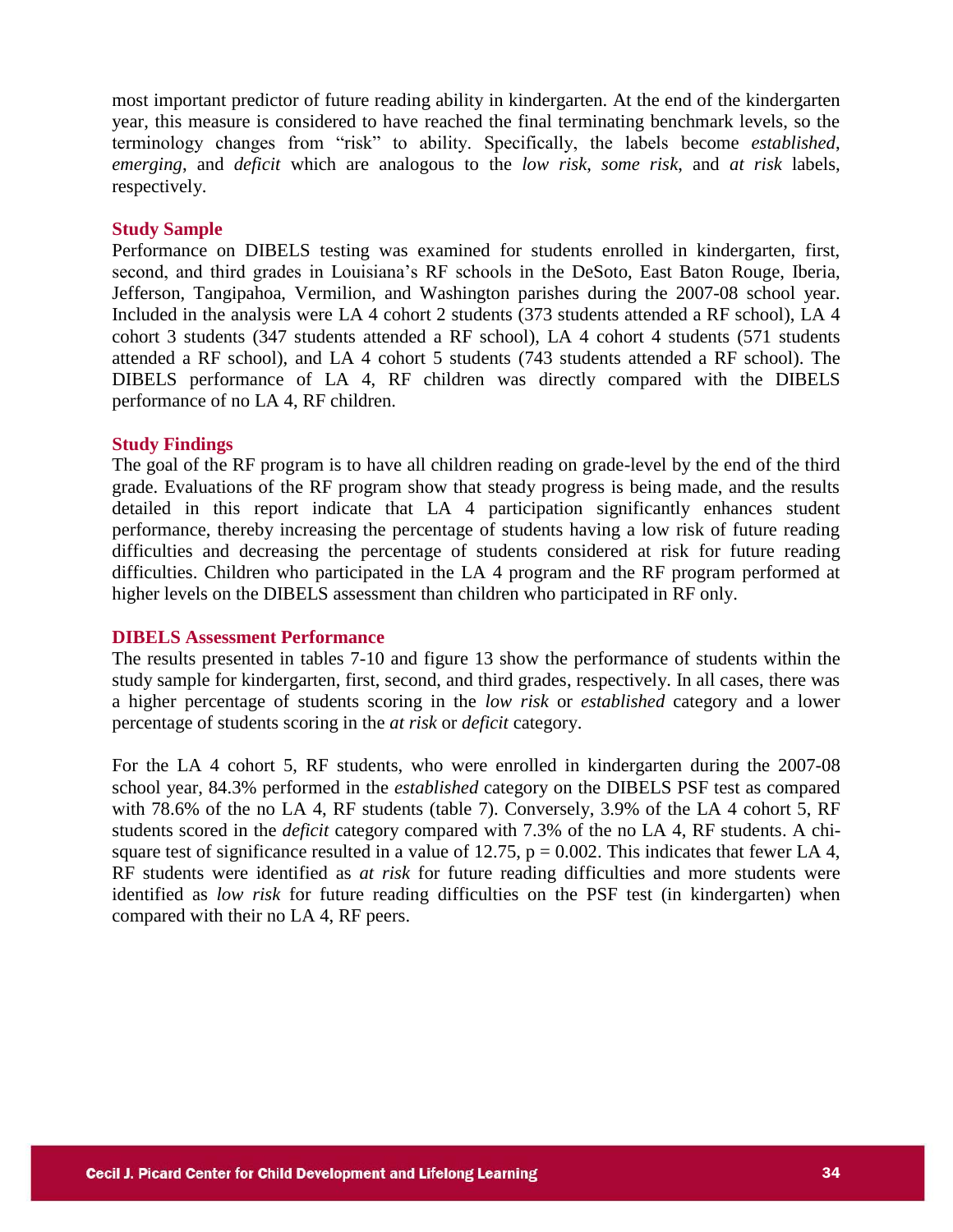most important predictor of future reading ability in kindergarten. At the end of the kindergarten year, this measure is considered to have reached the final terminating benchmark levels, so the terminology changes from "risk" to ability. Specifically, the labels become *established*, *emerging*, and *deficit* which are analogous to the *low risk*, *some risk*, and *at risk* labels, respectively.

### Study Sample

Performance on DIBELS testing was examined for students enrolled in kindergarten, first, second, and third grades in Louisiana's RF schools in the DeSoto, East Baton Rouge, Iberia, Jefferson, Tangipahoa, Vermilion, and Washington parishes during the 2007-08 school year. Included in the analysis were LA 4 cohort 2 students (373 students attended a RF school), LA 4 cohort 3 students (347 students attended a RF school), LA 4 cohort 4 students (571 students attended a RF school), and LA 4 cohort 5 students (743 students attended a RF school). The DIBELS performance of LA 4, RF children was directly compared with the DIBELS performance of no LA 4, RF children.

### Study Findings

The goal of the RF program is to have all children reading on grade-level by the end of the third grade. Evaluations of the RF program show that steady progress is being made, and the results detailed in this report indicate that LA 4 participation significantly enhances student performance, thereby increasing the percentage of students having a low risk of future reading difficulties and decreasing the percentage of students considered at risk for future reading difficulties. Children who participated in the LA 4 program and the RF program performed at higher levels on the DIBELS assessment than children who participated in RF only.

### DIBELS Assessment Performance

The results presented in tables 7-10 and figure 13 show the performance of students within the study sample for kindergarten, first, second, and third grades, respectively. In all cases, there was a higher percentage of students scoring in the *low risk* or *established* category and a lower percentage of students scoring in the *at risk* or *deficit* category.

For the LA 4 cohort 5, RF students, who were enrolled in kindergarten during the 2007-08 school year, 84.3% performed in the *established* category on the DIBELS PSF test as compared with 78.6% of the no LA 4, RF students (table 7). Conversely, 3.9% of the LA 4 cohort 5, RF students scored in the *deficit* category compared with 7.3% of the no LA 4, RF students. A chi-square test of significance resulted in a value of 12.75, $p = 0.002$. This indicates that fewer LA 4, RF students were identified as *at risk* for future reading difficulties and more students were identified as *low risk* for future reading difficulties on the PSF test (in kindergarten) when compared with their no LA 4, RF peers.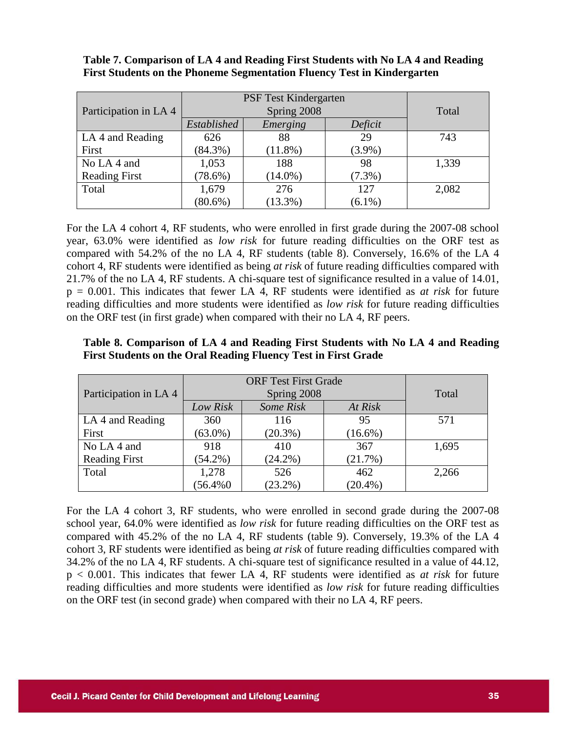**Table 7. Comparison of LA 4 and Reading First Students with No LA 4 and Reading First Students on the Phoneme Segmentation Fluency Test in Kindergarten**

| Participation in LA 4 | PSF Test Kindergarten Spring 2008 | | | Total |
|---|---|---|---|---|
| | *Established* | *Emerging* | *Deficit* | |
| LA 4 and Reading First | 626 (84.3%) | 88 (11.8%) | 29 (3.9%) | 743 |
| No LA 4 and Reading First | 1,053 (78.6%) | 188 (14.0%) | 98 (7.3%) | 1,339 |
| Total | 1,679 (80.6%) | 276 (13.3%) | 127 (6.1%) | 2,082 |

For the LA 4 cohort 4, RF students, who were enrolled in first grade during the 2007-08 school year, 63.0% were identified as *low risk* for future reading difficulties on the ORF test as compared with 54.2% of the no LA 4, RF students (table 8). Conversely, 16.6% of the LA 4 cohort 4, RF students were identified as being *at risk* of future reading difficulties compared with 21.7% of the no LA 4, RF students. A chi-square test of significance resulted in a value of 14.01, $p = 0.001$. This indicates that fewer LA 4, RF students were identified as *at risk* for future reading difficulties and more students were identified as *low risk* for future reading difficulties on the ORF test (in first grade) when compared with their no LA 4, RF peers.

**Table 8. Comparison of LA 4 and Reading First Students with No LA 4 and Reading First Students on the Oral Reading Fluency Test in First Grade**

| Participation in LA 4 | ORF Test First Grade Spring 2008 | | | Total |
|---|---|---|---|---|
| | *Low Risk* | *Some Risk* | *At Risk* | |
| LA 4 and Reading First | 360 (63.0%) | 116 (20.3%) | 95 (16.6%) | 571 |
| No LA 4 and Reading First | 918 (54.2%) | 410 (24.2%) | 367 (21.7%) | 1,695 |
| Total | 1,278 (56.4%0 | 526 (23.2%) | 462 (20.4%) | 2,266 |

For the LA 4 cohort 3, RF students, who were enrolled in second grade during the 2007-08 school year, 64.0% were identified as *low risk* for future reading difficulties on the ORF test as compared with 45.2% of the no LA 4, RF students (table 9). Conversely, 19.3% of the LA 4 cohort 3, RF students were identified as being *at risk* of future reading difficulties compared with 34.2% of the no LA 4, RF students. A chi-square test of significance resulted in a value of 44.12, $p < 0.001$. This indicates that fewer LA 4, RF students were identified as *at risk* for future reading difficulties and more students were identified as *low risk* for future reading difficulties on the ORF test (in second grade) when compared with their no LA 4, RF peers.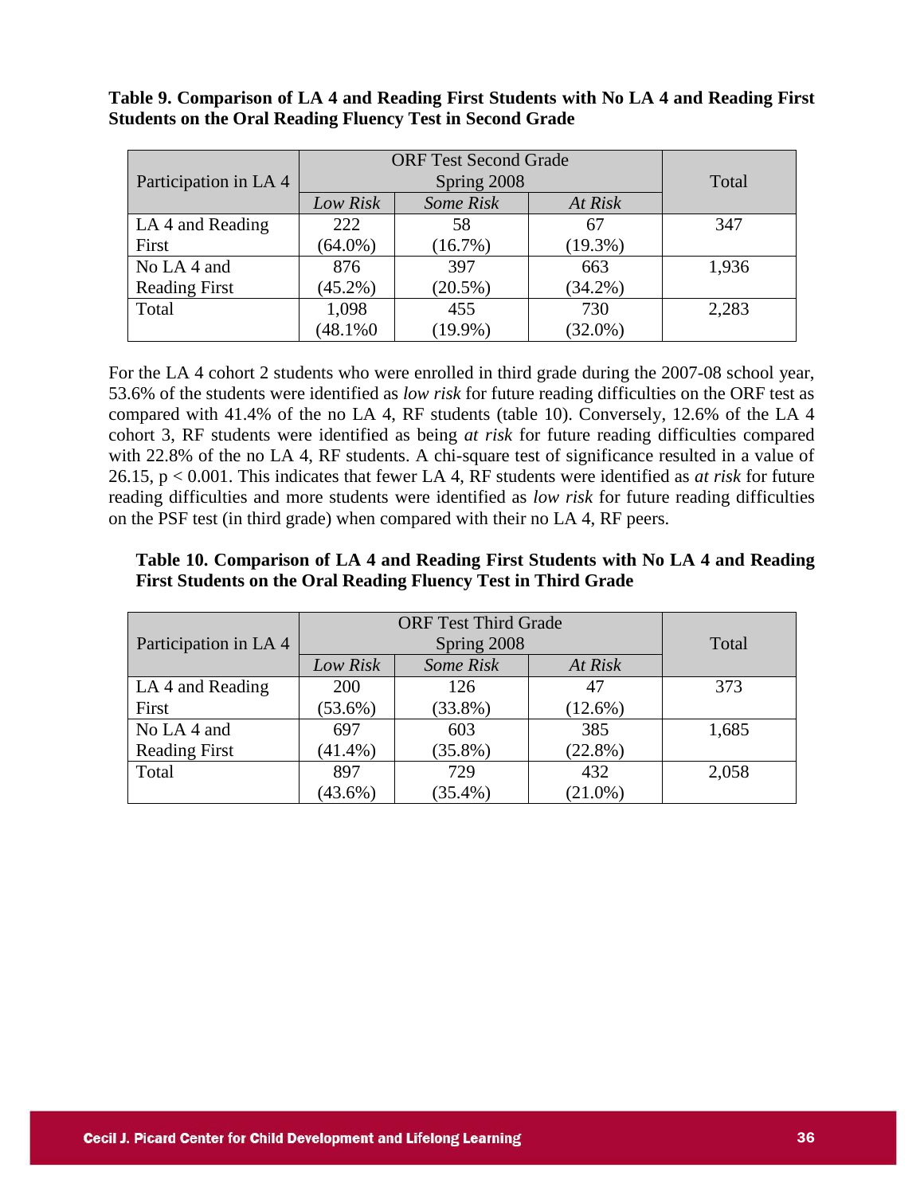**Table 9. Comparison of LA 4 and Reading First Students with No LA 4 and Reading First Students on the Oral Reading Fluency Test in Second Grade**

| Participation in LA 4 | ORF Test Second Grade Spring 2008 | | | Total |
|---|---|---|---|---|
| | *Low Risk* | *Some Risk* | *At Risk* | |
| LA 4 and Reading First | 222 (64.0%) | 58 (16.7%) | 67 (19.3%) | 347 |
| No LA 4 and Reading First | 876 (45.2%) | 397 (20.5%) | 663 (34.2%) | 1,936 |
| Total | 1,098 (48.1%0 | 455 (19.9%) | 730 (32.0%) | 2,283 |

For the LA 4 cohort 2 students who were enrolled in third grade during the 2007-08 school year, 53.6% of the students were identified as *low risk* for future reading difficulties on the ORF test as compared with 41.4% of the no LA 4, RF students (table 10). Conversely, 12.6% of the LA 4 cohort 3, RF students were identified as being *at risk* for future reading difficulties compared with 22.8% of the no LA 4, RF students. A chi-square test of significance resulted in a value of 26.15, $p < 0.001$. This indicates that fewer LA 4, RF students were identified as *at risk* for future reading difficulties and more students were identified as *low risk* for future reading difficulties on the PSF test (in third grade) when compared with their no LA 4, RF peers.

**Table 10. Comparison of LA 4 and Reading First Students with No LA 4 and Reading First Students on the Oral Reading Fluency Test in Third Grade**

| Participation in LA 4 | ORF Test Third Grade Spring 2008 | | | Total |
|---|---|---|---|---|
| | *Low Risk* | *Some Risk* | *At Risk* | |
| LA 4 and Reading First | 200 (53.6%) | 126 (33.8%) | 47 (12.6%) | 373 |
| No LA 4 and Reading First | 697 (41.4%) | 603 (35.8%) | 385 (22.8%) | 1,685 |
| Total | 897 (43.6%) | 729 (35.4%) | 432 (21.0%) | 2,058 |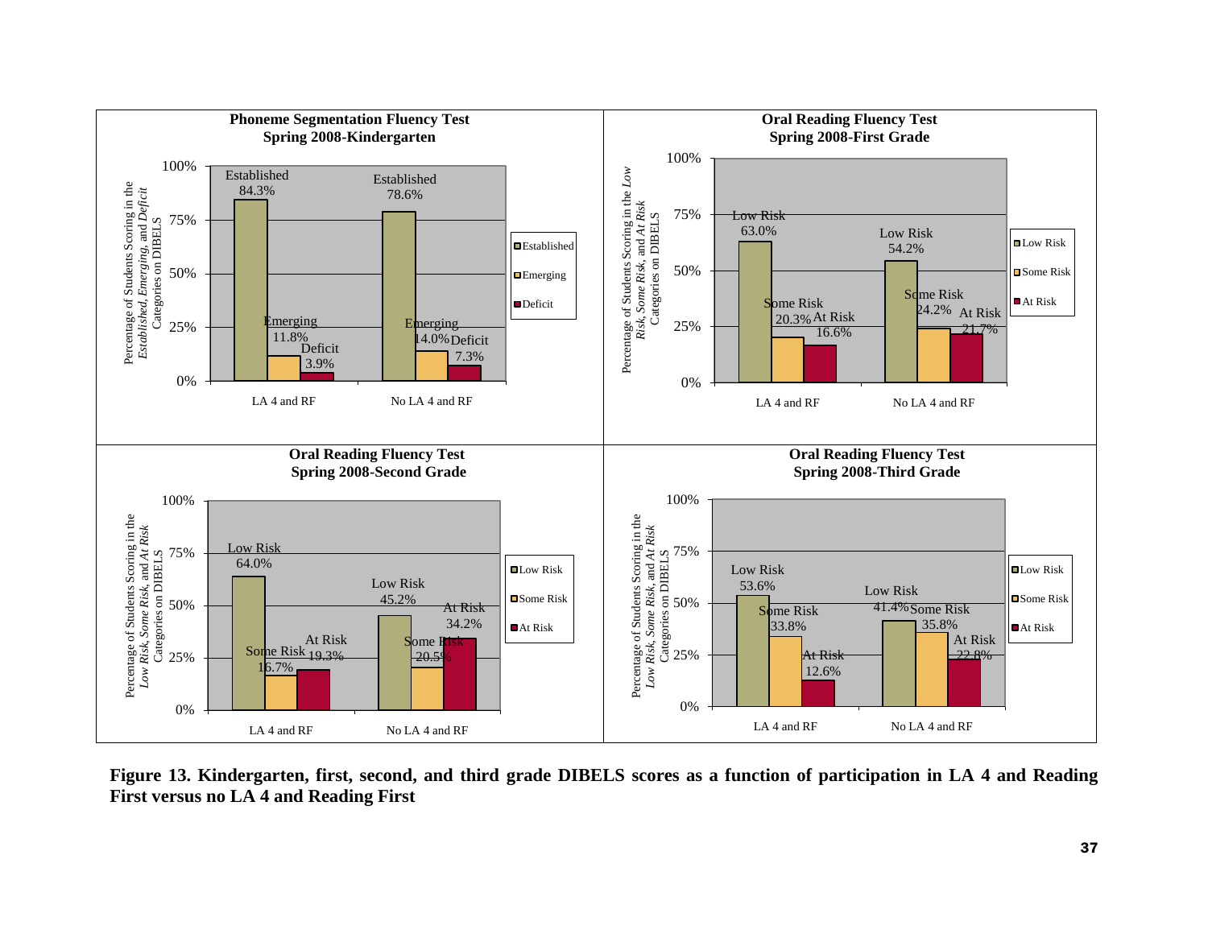**Phoneme Segmentation Fluency Test Spring 2008-Kindergarten**

| | Established | Emerging | Deficit |
|---|---|---|---|
| LA 4 and RF | 84.3% | 11.8% | 3.9% |
| No LA 4 and RF | 78.6% | 14.0% | 7.3% |

**Oral Reading Fluency Test Spring 2008-First Grade**

| | Low Risk | Some Risk | At Risk |
|---|---|---|---|
| LA 4 and RF | 63.0% | 20.3% | 16.6% |
| No LA 4 and RF | 54.2% | 24.2% | 21.7% |

**Oral Reading Fluency Test Spring 2008-Second Grade**

| | Low Risk | Some Risk | At Risk |
|---|---|---|---|
| LA 4 and RF | 64.0% | 16.7% | 19.3% |
| No LA 4 and RF | 45.2% | 20.5% | 34.2% |

**Oral Reading Fluency Test Spring 2008-Third Grade**

| | Low Risk | Some Risk | At Risk |
|---|---|---|---|
| LA 4 and RF | 53.6% | 33.8% | 12.6% |
| No LA 4 and RF | 41.4% | 35.8% | 22.8% |

**Figure 13. Kindergarten, first, second, and third grade DIBELS scores as a function of participation in LA 4 and Reading First versus no LA 4 and Reading First**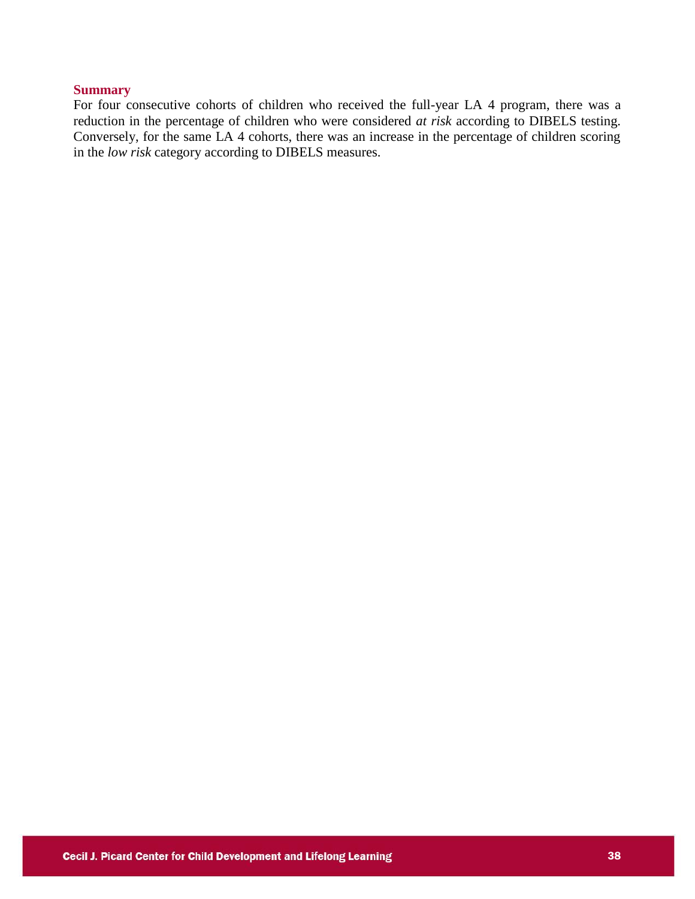### Summary

For four consecutive cohorts of children who received the full-year LA 4 program, there was a reduction in the percentage of children who were considered *at risk* according to DIBELS testing. Conversely, for the same LA 4 cohorts, there was an increase in the percentage of children scoring in the *low risk* category according to DIBELS measures.